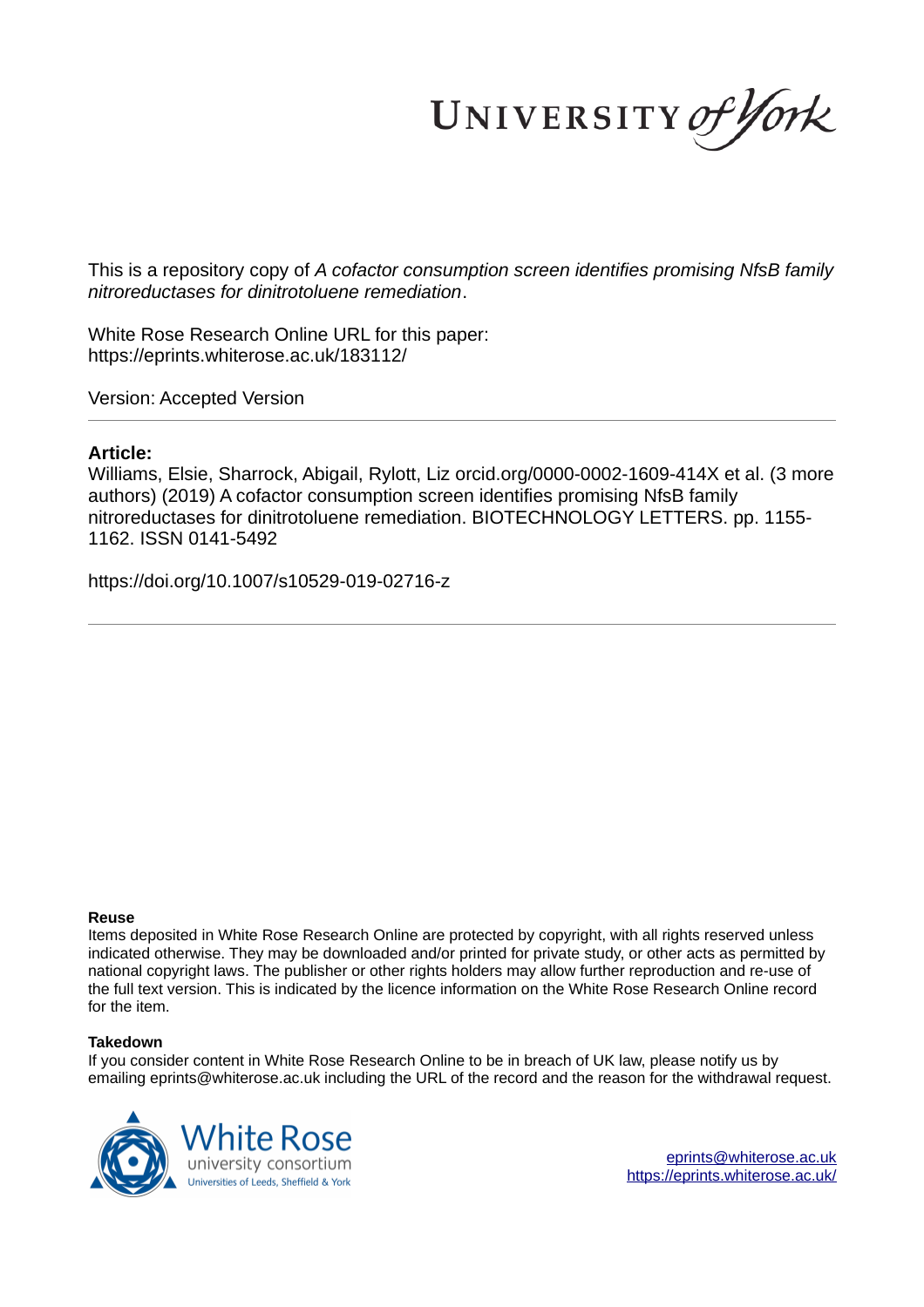This is a repository copy of *A cofactor consumption screen identifies promising NfsB family nitroreductases for dinitrotoluene remediation*.

White Rose Research Online URL for this paper:
https://eprints.whiterose.ac.uk/183112/

Version: Accepted Version

**Article:**

Williams, Elsie, Sharrock, Abigail, Rylott, Liz orcid.org/0000-0002-1609-414X et al. (3 more authors) (2019) A cofactor consumption screen identifies promising NfsB family nitroreductases for dinitrotoluene remediation. BIOTECHNOLOGY LETTERS. pp. 1155-1162. ISSN 0141-5492

https://doi.org/10.1007/s10529-019-02716-z

**Reuse**

Items deposited in White Rose Research Online are protected by copyright, with all rights reserved unless indicated otherwise. They may be downloaded and/or printed for private study, or other acts as permitted by national copyright laws. The publisher or other rights holders may allow further reproduction and re-use of the full text version. This is indicated by the licence information on the White Rose Research Online record for the item.

**Takedown**

If you consider content in White Rose Research Online to be in breach of UK law, please notify us by emailing eprints@whiterose.ac.uk including the URL of the record and the reason for the withdrawal request.

eprints@whiterose.ac.uk
https://eprints.whiterose.ac.uk/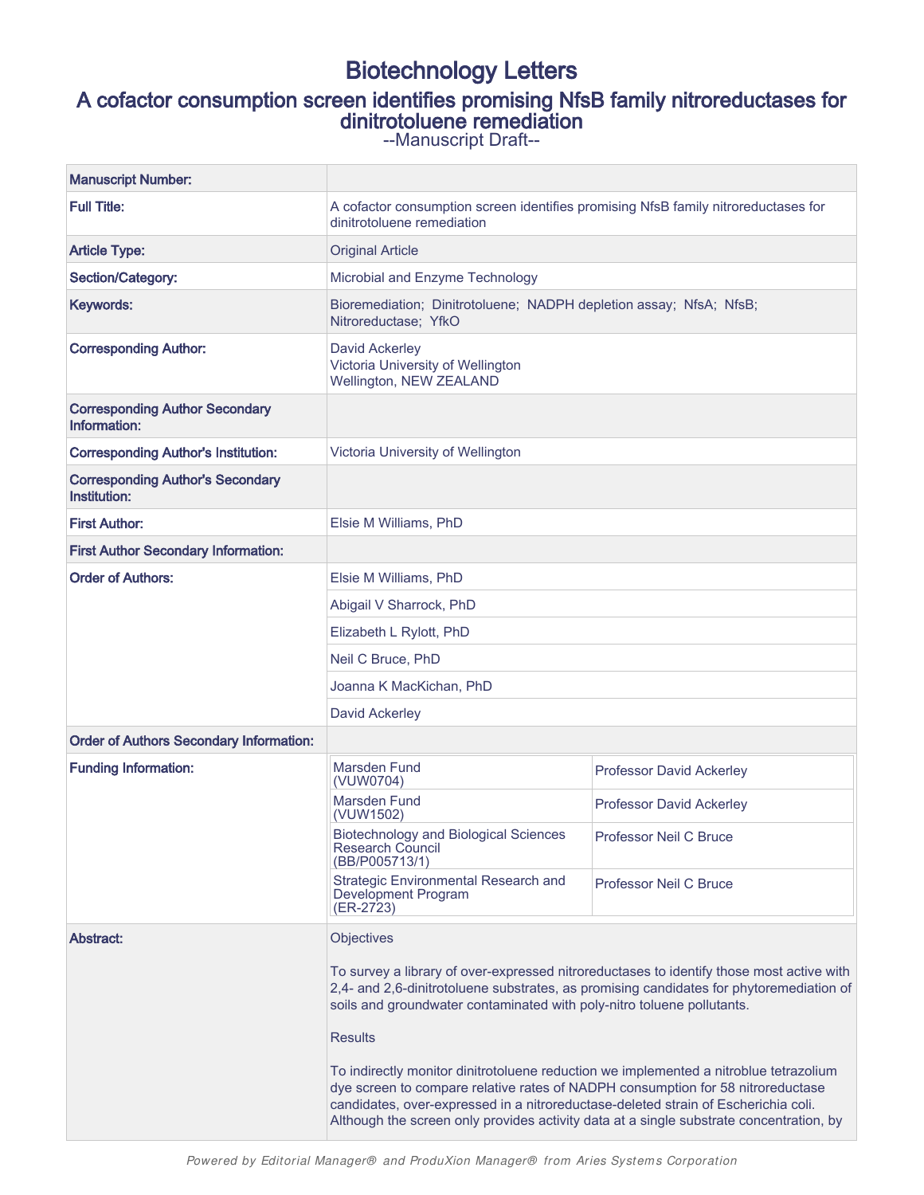# Biotechnology Letters

## A cofactor consumption screen identifies promising NfsB family nitroreductases for dinitrotoluene remediation

--Manuscript Draft--

| | |
|---|---|
| **Manuscript Number:** | |
| **Full Title:** | A cofactor consumption screen identifies promising NfsB family nitroreductases for dinitrotoluene remediation |
| **Article Type:** | Original Article |
| **Section/Category:** | Microbial and Enzyme Technology |
| **Keywords:** | Bioremediation; Dinitrotoluene; NADPH depletion assay; NfsA; NfsB; Nitroreductase; YfkO |
| **Corresponding Author:** | David Ackerley<br>Victoria University of Wellington<br>Wellington, NEW ZEALAND |
| **Corresponding Author Secondary Information:** | |
| **Corresponding Author's Institution:** | Victoria University of Wellington |
| **Corresponding Author's Secondary Institution:** | |
| **First Author:** | Elsie M Williams, PhD |
| **First Author Secondary Information:** | |
| **Order of Authors:** | Elsie M Williams, PhD |
| | Abigail V Sharrock, PhD |
| | Elizabeth L Rylott, PhD |
| | Neil C Bruce, PhD |
| | Joanna K MacKichan, PhD |
| | David Ackerley |
| **Order of Authors Secondary Information:** | |
| **Funding Information:** | Marsden Fund (VUW0704) — Professor David Ackerley |
| | Marsden Fund (VUW1502) — Professor David Ackerley |
| | Biotechnology and Biological Sciences Research Council (BB/P005713/1) — Professor Neil C Bruce |
| | Strategic Environmental Research and Development Program (ER-2723) — Professor Neil C Bruce |
| **Abstract:** | Objectives<br><br>To survey a library of over-expressed nitroreductases to identify those most active with 2,4- and 2,6-dinitrotoluene substrates, as promising candidates for phytoremediation of soils and groundwater contaminated with poly-nitro toluene pollutants.<br><br>Results<br><br>To indirectly monitor dinitrotoluene reduction we implemented a nitroblue tetrazolium dye screen to compare relative rates of NADPH consumption for 58 nitroreductase candidates, over-expressed in a nitroreductase-deleted strain of Escherichia coli. Although the screen only provides activity data at a single substrate concentration, by |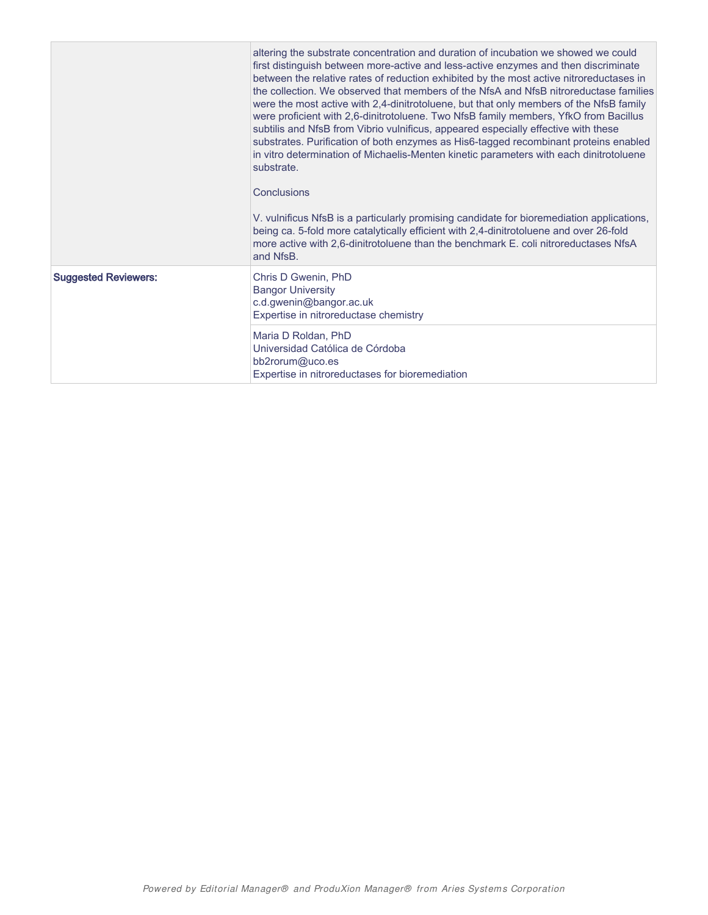| | |
|---|---|
| | altering the substrate concentration and duration of incubation we showed we could first distinguish between more-active and less-active enzymes and then discriminate between the relative rates of reduction exhibited by the most active nitroreductases in the collection. We observed that members of the NfsA and NfsB nitroreductase families were the most active with 2,4-dinitrotoluene, but that only members of the NfsB family were proficient with 2,6-dinitrotoluene. Two NfsB family members, YfkO from Bacillus subtilis and NfsB from Vibrio vulnificus, appeared especially effective with these substrates. Purification of both enzymes as His6-tagged recombinant proteins enabled in vitro determination of Michaelis-Menten kinetic parameters with each dinitrotoluene substrate.<br><br>Conclusions<br><br>V. vulnificus NfsB is a particularly promising candidate for bioremediation applications, being ca. 5-fold more catalytically efficient with 2,4-dinitrotoluene and over 26-fold more active with 2,6-dinitrotoluene than the benchmark E. coli nitroreductases NfsA and NfsB. |
| **Suggested Reviewers:** | Chris D Gwenin, PhD<br>Bangor University<br>c.d.gwenin@bangor.ac.uk<br>Expertise in nitroreductase chemistry |
| | Maria D Roldan, PhD<br>Universidad Católica de Córdoba<br>bb2rorum@uco.es<br>Expertise in nitroreductases for bioremediation |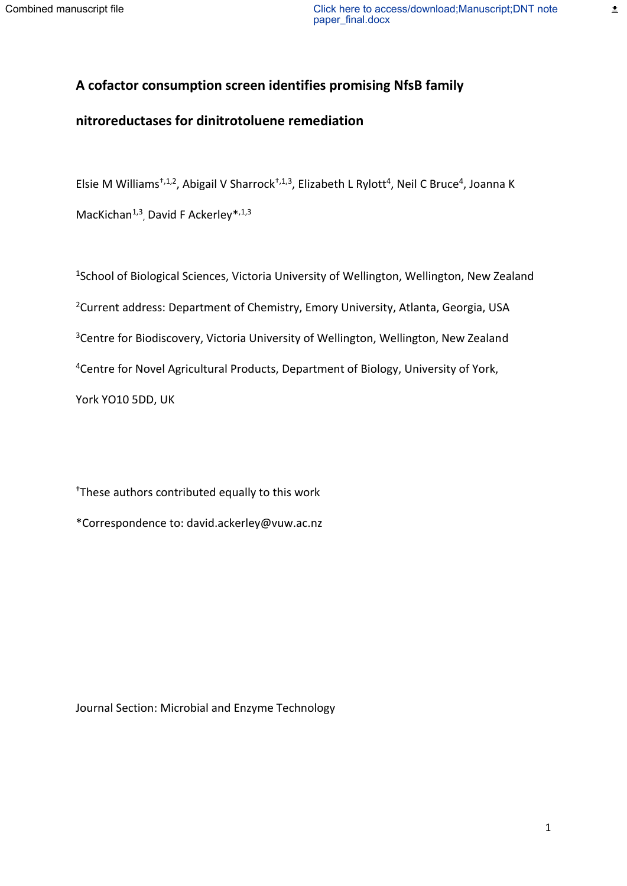# A cofactor consumption screen identifies promising NfsB family nitroreductases for dinitrotoluene remediation

Elsie M Williams[†,1,2], Abigail V Sharrock[†,1,3], Elizabeth L Rylott[4], Neil C Bruce[4], Joanna K MacKichan[1,3], David F Ackerley*[,1,3]

[1]School of Biological Sciences, Victoria University of Wellington, Wellington, New Zealand

[2]Current address: Department of Chemistry, Emory University, Atlanta, Georgia, USA

[3]Centre for Biodiscovery, Victoria University of Wellington, Wellington, New Zealand

[4]Centre for Novel Agricultural Products, Department of Biology, University of York, York YO10 5DD, UK

[†]These authors contributed equally to this work

*Correspondence to: david.ackerley@vuw.ac.nz

Journal Section: Microbial and Enzyme Technology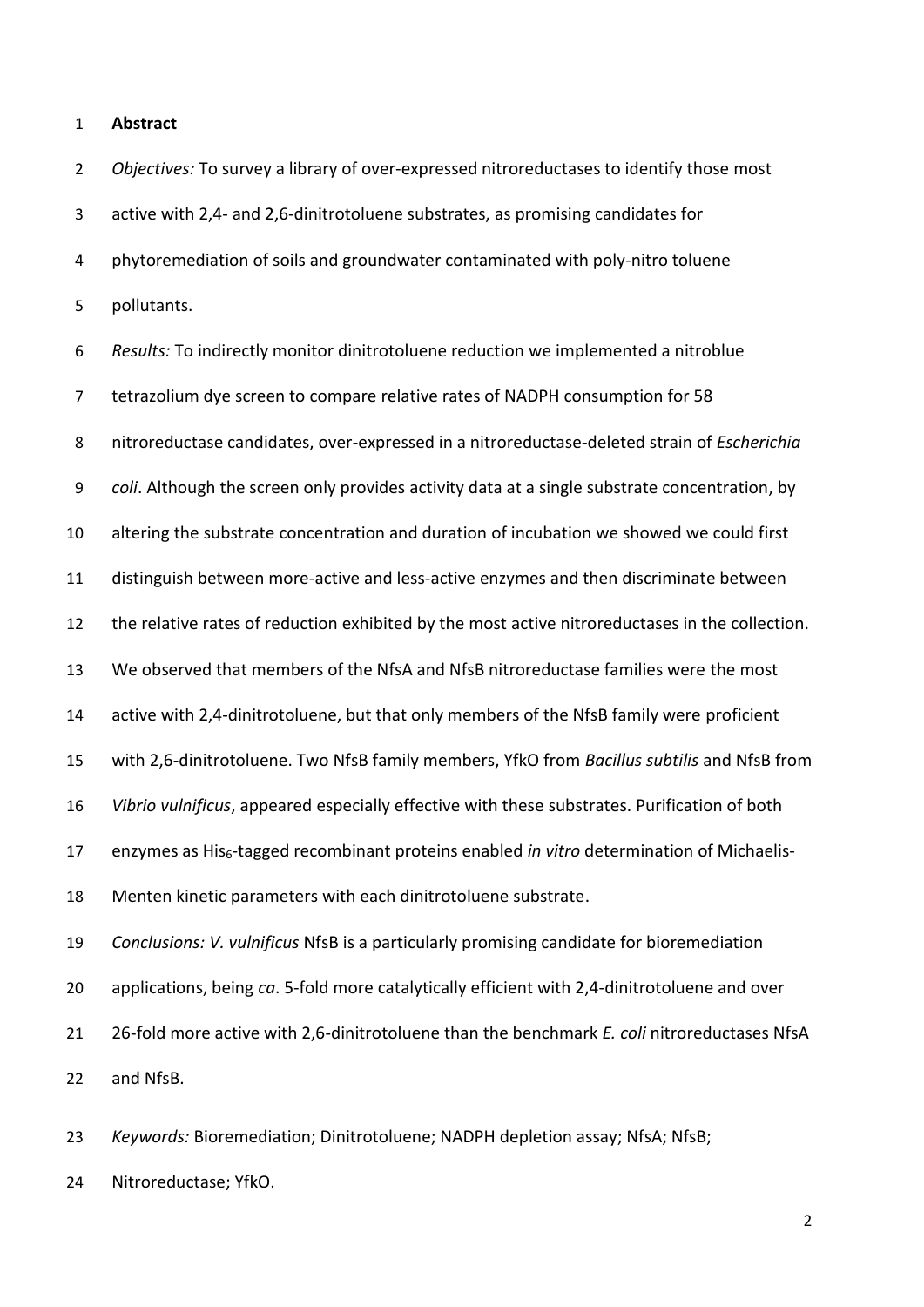**Abstract**

*Objectives:* To survey a library of over-expressed nitroreductases to identify those most active with 2,4- and 2,6-dinitrotoluene substrates, as promising candidates for phytoremediation of soils and groundwater contaminated with poly-nitro toluene pollutants.

*Results:* To indirectly monitor dinitrotoluene reduction we implemented a nitroblue tetrazolium dye screen to compare relative rates of NADPH consumption for 58 nitroreductase candidates, over-expressed in a nitroreductase-deleted strain of *Escherichia coli*. Although the screen only provides activity data at a single substrate concentration, by altering the substrate concentration and duration of incubation we showed we could first distinguish between more-active and less-active enzymes and then discriminate between the relative rates of reduction exhibited by the most active nitroreductases in the collection. We observed that members of the NfsA and NfsB nitroreductase families were the most active with 2,4-dinitrotoluene, but that only members of the NfsB family were proficient with 2,6-dinitrotoluene. Two NfsB family members, YfkO from *Bacillus subtilis* and NfsB from *Vibrio vulnificus*, appeared especially effective with these substrates. Purification of both enzymes as $His_6$-tagged recombinant proteins enabled *in vitro* determination of Michaelis-Menten kinetic parameters with each dinitrotoluene substrate.

*Conclusions: V. vulnificus* NfsB is a particularly promising candidate for bioremediation applications, being *ca*. 5-fold more catalytically efficient with 2,4-dinitrotoluene and over 26-fold more active with 2,6-dinitrotoluene than the benchmark *E. coli* nitroreductases NfsA and NfsB.

*Keywords:* Bioremediation; Dinitrotoluene; NADPH depletion assay; NfsA; NfsB; Nitroreductase; YfkO.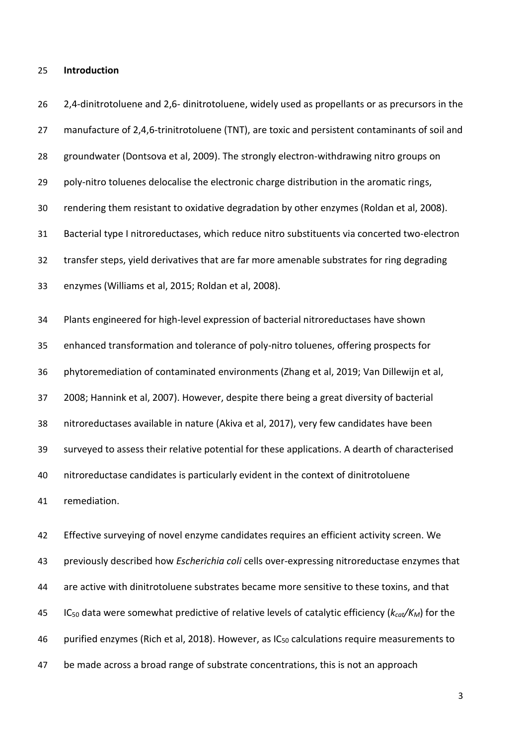## Introduction

2,4-dinitrotoluene and 2,6- dinitrotoluene, widely used as propellants or as precursors in the manufacture of 2,4,6-trinitrotoluene (TNT), are toxic and persistent contaminants of soil and groundwater (Dontsova et al, 2009). The strongly electron-withdrawing nitro groups on poly-nitro toluenes delocalise the electronic charge distribution in the aromatic rings, rendering them resistant to oxidative degradation by other enzymes (Roldan et al, 2008). Bacterial type I nitroreductases, which reduce nitro substituents via concerted two-electron transfer steps, yield derivatives that are far more amenable substrates for ring degrading enzymes (Williams et al, 2015; Roldan et al, 2008).

Plants engineered for high-level expression of bacterial nitroreductases have shown enhanced transformation and tolerance of poly-nitro toluenes, offering prospects for phytoremediation of contaminated environments (Zhang et al, 2019; Van Dillewijn et al, 2008; Hannink et al, 2007). However, despite there being a great diversity of bacterial nitroreductases available in nature (Akiva et al, 2017), very few candidates have been surveyed to assess their relative potential for these applications. A dearth of characterised nitroreductase candidates is particularly evident in the context of dinitrotoluene remediation.

Effective surveying of novel enzyme candidates requires an efficient activity screen. We previously described how *Escherichia coli* cells over-expressing nitroreductase enzymes that are active with dinitrotoluene substrates became more sensitive to these toxins, and that $IC_{50}$ data were somewhat predictive of relative levels of catalytic efficiency ($k_{cat}/K_M$) for the purified enzymes (Rich et al, 2018). However, as $IC_{50}$ calculations require measurements to be made across a broad range of substrate concentrations, this is not an approach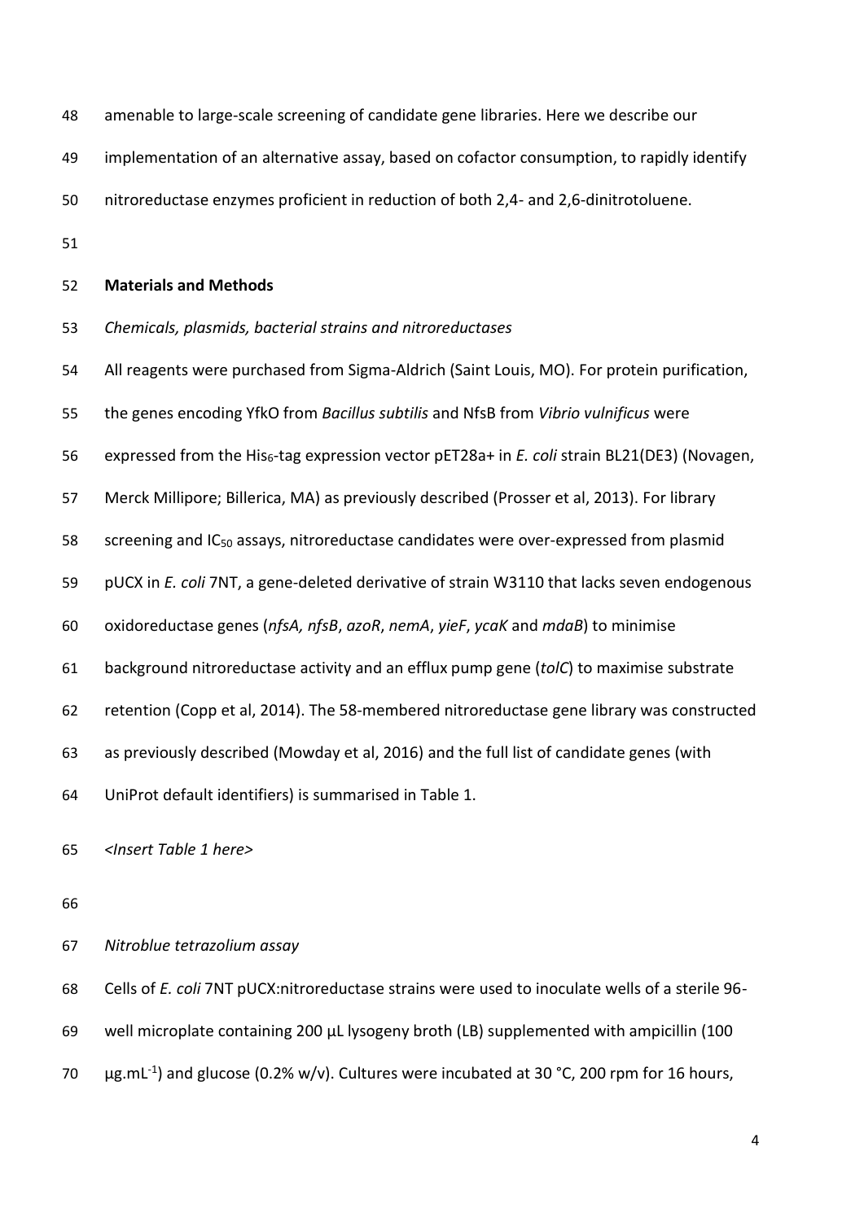amenable to large-scale screening of candidate gene libraries. Here we describe our implementation of an alternative assay, based on cofactor consumption, to rapidly identify nitroreductase enzymes proficient in reduction of both 2,4- and 2,6-dinitrotoluene.

## Materials and Methods

### *Chemicals, plasmids, bacterial strains and nitroreductases*

All reagents were purchased from Sigma-Aldrich (Saint Louis, MO). For protein purification, the genes encoding YfkO from *Bacillus subtilis* and NfsB from *Vibrio vulnificus* were expressed from the $His_6$-tag expression vector pET28a+ in *E. coli* strain BL21(DE3) (Novagen, Merck Millipore; Billerica, MA) as previously described (Prosser et al, 2013). For library screening and $IC_{50}$ assays, nitroreductase candidates were over-expressed from plasmid pUCX in *E. coli* 7NT, a gene-deleted derivative of strain W3110 that lacks seven endogenous oxidoreductase genes (*nfsA, nfsB*, *azoR*, *nemA*, *yieF*, *ycaK* and *mdaB*) to minimise background nitroreductase activity and an efflux pump gene (*tolC*) to maximise substrate retention (Copp et al, 2014). The 58-membered nitroreductase gene library was constructed as previously described (Mowday et al, 2016) and the full list of candidate genes (with UniProt default identifiers) is summarised in Table 1.

*<Insert Table 1 here>*

### *Nitroblue tetrazolium assay*

Cells of *E. coli* 7NT pUCX:nitroreductase strains were used to inoculate wells of a sterile 96-well microplate containing 200 µL lysogeny broth (LB) supplemented with ampicillin (100 $\mu g.mL^{-1}$) and glucose (0.2% w/v). Cultures were incubated at 30 °C, 200 rpm for 16 hours,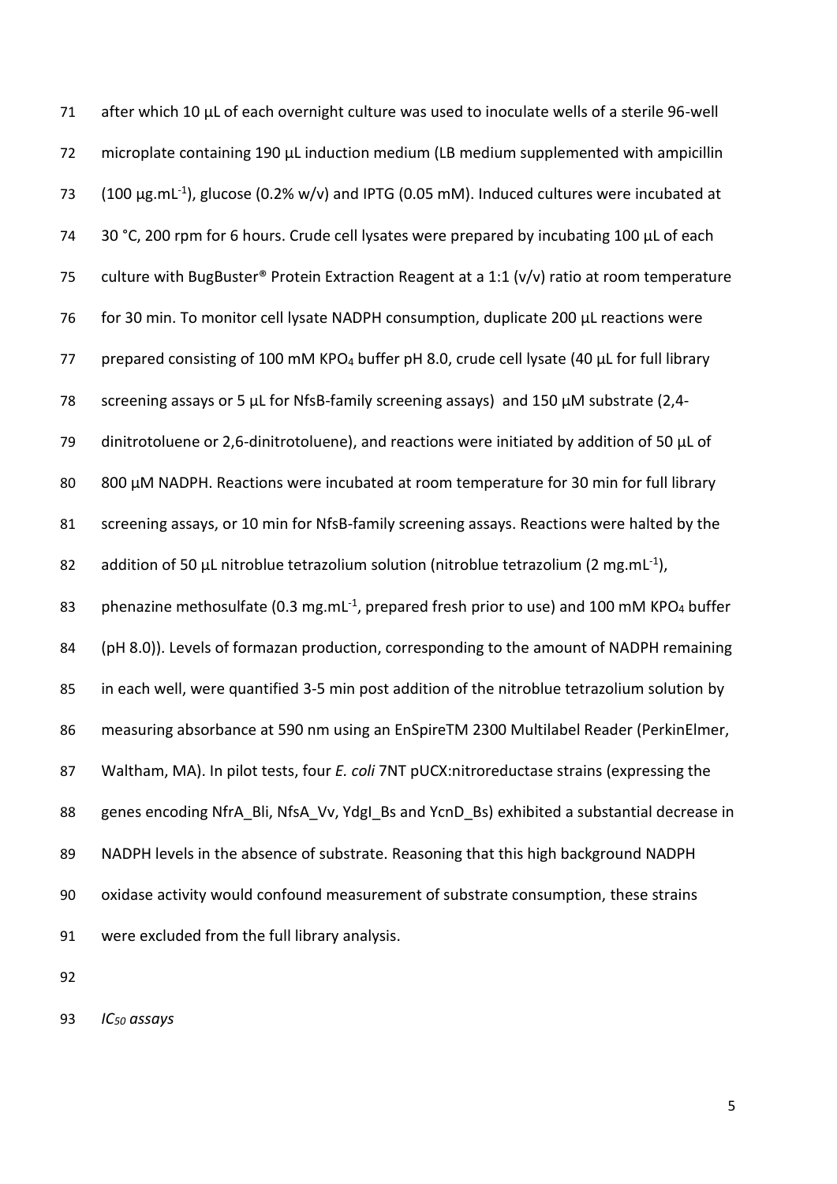after which 10 µL of each overnight culture was used to inoculate wells of a sterile 96-well microplate containing 190 µL induction medium (LB medium supplemented with ampicillin (100 µg.mL$^{-1}$), glucose (0.2% w/v) and IPTG (0.05 mM). Induced cultures were incubated at 30 °C, 200 rpm for 6 hours. Crude cell lysates were prepared by incubating 100 µL of each culture with BugBuster® Protein Extraction Reagent at a 1:1 (v/v) ratio at room temperature for 30 min. To monitor cell lysate NADPH consumption, duplicate 200 µL reactions were prepared consisting of 100 mM $KPO_4$ buffer pH 8.0, crude cell lysate (40 µL for full library screening assays or 5 µL for NfsB-family screening assays) and 150 µM substrate (2,4-dinitrotoluene or 2,6-dinitrotoluene), and reactions were initiated by addition of 50 µL of 800 µM NADPH. Reactions were incubated at room temperature for 30 min for full library screening assays, or 10 min for NfsB-family screening assays. Reactions were halted by the addition of 50 µL nitroblue tetrazolium solution (nitroblue tetrazolium (2 mg.mL$^{-1}$), phenazine methosulfate (0.3 mg.mL$^{-1}$, prepared fresh prior to use) and 100 mM $KPO_4$ buffer (pH 8.0)). Levels of formazan production, corresponding to the amount of NADPH remaining in each well, were quantified 3-5 min post addition of the nitroblue tetrazolium solution by measuring absorbance at 590 nm using an EnSpireTM 2300 Multilabel Reader (PerkinElmer, Waltham, MA). In pilot tests, four *E. coli* 7NT pUCX:nitroreductase strains (expressing the genes encoding NfrA_Bli, NfsA_Vv, YdgI_Bs and YcnD_Bs) exhibited a substantial decrease in NADPH levels in the absence of substrate. Reasoning that this high background NADPH oxidase activity would confound measurement of substrate consumption, these strains were excluded from the full library analysis.

*$IC_{50}$ assays*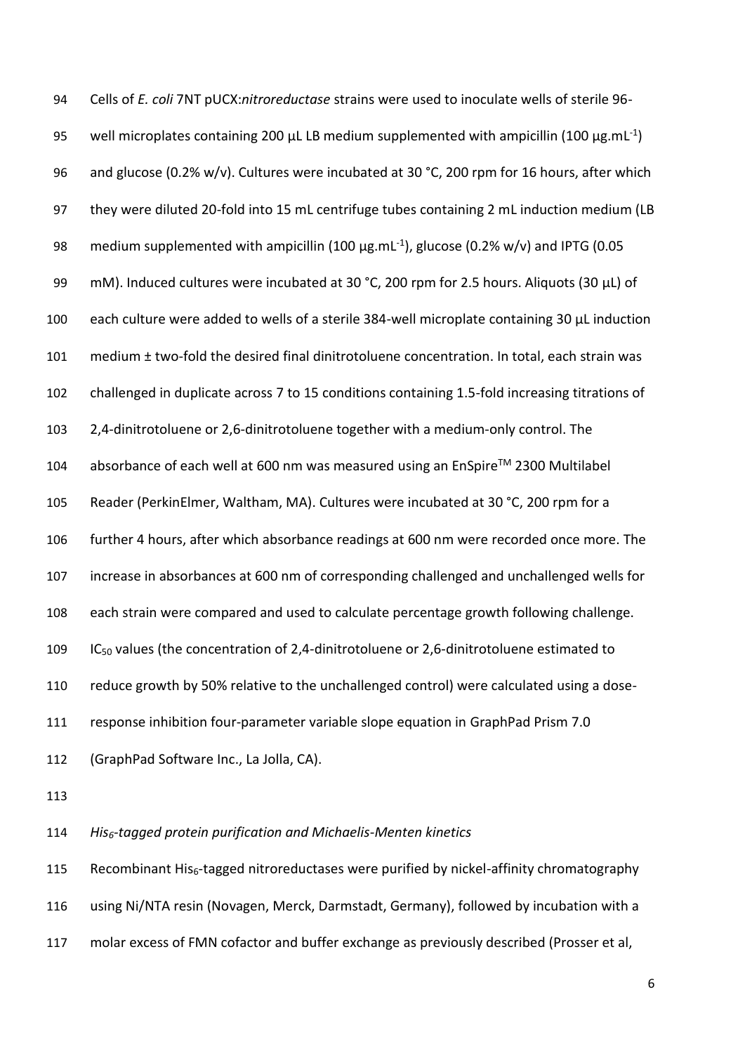Cells of *E. coli* 7NT pUCX:*nitroreductase* strains were used to inoculate wells of sterile 96-well microplates containing 200 µL LB medium supplemented with ampicillin (100 µg.mL$^{-1}$) and glucose (0.2% w/v). Cultures were incubated at 30 °C, 200 rpm for 16 hours, after which they were diluted 20-fold into 15 mL centrifuge tubes containing 2 mL induction medium (LB medium supplemented with ampicillin (100 µg.mL$^{-1}$), glucose (0.2% w/v) and IPTG (0.05 mM). Induced cultures were incubated at 30 °C, 200 rpm for 2.5 hours. Aliquots (30 µL) of each culture were added to wells of a sterile 384-well microplate containing 30 µL induction medium ± two-fold the desired final dinitrotoluene concentration. In total, each strain was challenged in duplicate across 7 to 15 conditions containing 1.5-fold increasing titrations of 2,4-dinitrotoluene or 2,6-dinitrotoluene together with a medium-only control. The absorbance of each well at 600 nm was measured using an EnSpire™ 2300 Multilabel Reader (PerkinElmer, Waltham, MA). Cultures were incubated at 30 °C, 200 rpm for a further 4 hours, after which absorbance readings at 600 nm were recorded once more. The increase in absorbances at 600 nm of corresponding challenged and unchallenged wells for each strain were compared and used to calculate percentage growth following challenge. $IC_{50}$ values (the concentration of 2,4-dinitrotoluene or 2,6-dinitrotoluene estimated to reduce growth by 50% relative to the unchallenged control) were calculated using a dose-response inhibition four-parameter variable slope equation in GraphPad Prism 7.0 (GraphPad Software Inc., La Jolla, CA).

*$His_6$-tagged protein purification and Michaelis-Menten kinetics*

Recombinant $His_6$-tagged nitroreductases were purified by nickel-affinity chromatography using Ni/NTA resin (Novagen, Merck, Darmstadt, Germany), followed by incubation with a molar excess of FMN cofactor and buffer exchange as previously described (Prosser et al,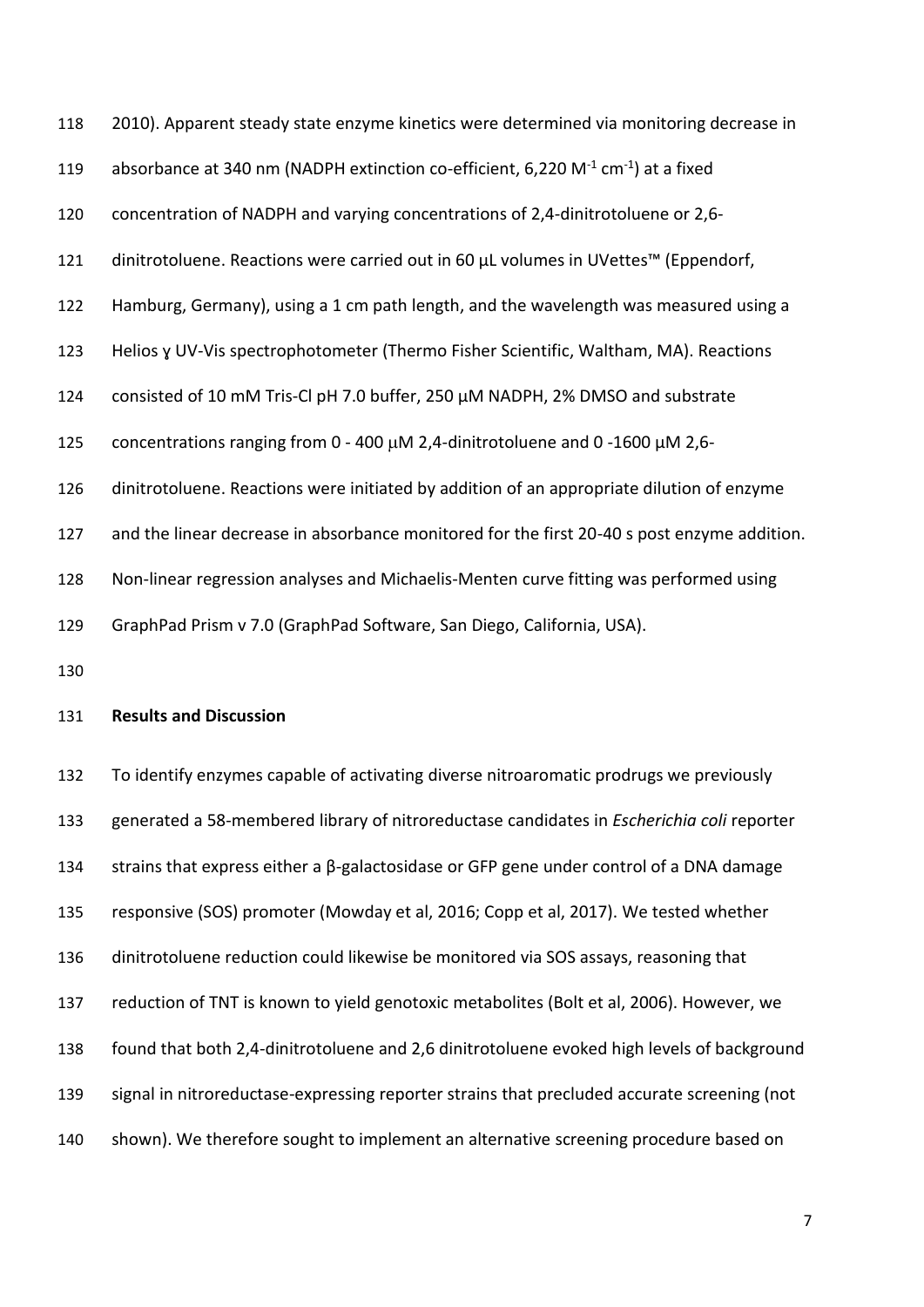2010). Apparent steady state enzyme kinetics were determined via monitoring decrease in absorbance at 340 nm (NADPH extinction co-efficient, 6,220 $M^{-1}$ $cm^{-1}$) at a fixed concentration of NADPH and varying concentrations of 2,4-dinitrotoluene or 2,6-dinitrotoluene. Reactions were carried out in 60 µL volumes in UVettes™ (Eppendorf, Hamburg, Germany), using a 1 cm path length, and the wavelength was measured using a Helios ɣ UV-Vis spectrophotometer (Thermo Fisher Scientific, Waltham, MA). Reactions consisted of 10 mM Tris-Cl pH 7.0 buffer, 250 µM NADPH, 2% DMSO and substrate concentrations ranging from 0 - 400 µM 2,4-dinitrotoluene and 0 -1600 µM 2,6-dinitrotoluene. Reactions were initiated by addition of an appropriate dilution of enzyme and the linear decrease in absorbance monitored for the first 20-40 s post enzyme addition. Non-linear regression analyses and Michaelis-Menten curve fitting was performed using GraphPad Prism v 7.0 (GraphPad Software, San Diego, California, USA).

## Results and Discussion

To identify enzymes capable of activating diverse nitroaromatic prodrugs we previously generated a 58-membered library of nitroreductase candidates in *Escherichia coli* reporter strains that express either a β-galactosidase or GFP gene under control of a DNA damage responsive (SOS) promoter (Mowday et al, 2016; Copp et al, 2017). We tested whether dinitrotoluene reduction could likewise be monitored via SOS assays, reasoning that reduction of TNT is known to yield genotoxic metabolites (Bolt et al, 2006). However, we found that both 2,4-dinitrotoluene and 2,6 dinitrotoluene evoked high levels of background signal in nitroreductase-expressing reporter strains that precluded accurate screening (not shown). We therefore sought to implement an alternative screening procedure based on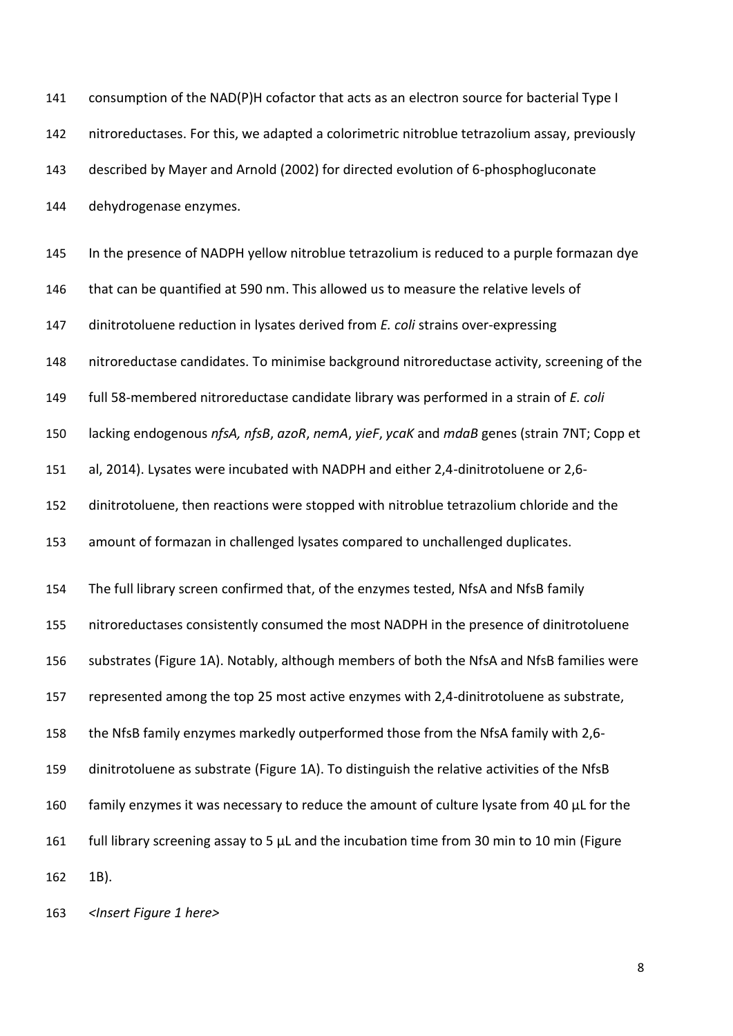consumption of the NAD(P)H cofactor that acts as an electron source for bacterial Type I nitroreductases. For this, we adapted a colorimetric nitroblue tetrazolium assay, previously described by Mayer and Arnold (2002) for directed evolution of 6-phosphogluconate dehydrogenase enzymes.

In the presence of NADPH yellow nitroblue tetrazolium is reduced to a purple formazan dye that can be quantified at 590 nm. This allowed us to measure the relative levels of dinitrotoluene reduction in lysates derived from *E. coli* strains over-expressing nitroreductase candidates. To minimise background nitroreductase activity, screening of the full 58-membered nitroreductase candidate library was performed in a strain of *E. coli* lacking endogenous *nfsA, nfsB*, *azoR*, *nemA*, *yieF*, *ycaK* and *mdaB* genes (strain 7NT; Copp et al, 2014). Lysates were incubated with NADPH and either 2,4-dinitrotoluene or 2,6-dinitrotoluene, then reactions were stopped with nitroblue tetrazolium chloride and the amount of formazan in challenged lysates compared to unchallenged duplicates.

The full library screen confirmed that, of the enzymes tested, NfsA and NfsB family nitroreductases consistently consumed the most NADPH in the presence of dinitrotoluene substrates (Figure 1A). Notably, although members of both the NfsA and NfsB families were represented among the top 25 most active enzymes with 2,4-dinitrotoluene as substrate, the NfsB family enzymes markedly outperformed those from the NfsA family with 2,6-dinitrotoluene as substrate (Figure 1A). To distinguish the relative activities of the NfsB family enzymes it was necessary to reduce the amount of culture lysate from 40 µL for the full library screening assay to 5 µL and the incubation time from 30 min to 10 min (Figure 1B).

*<Insert Figure 1 here>*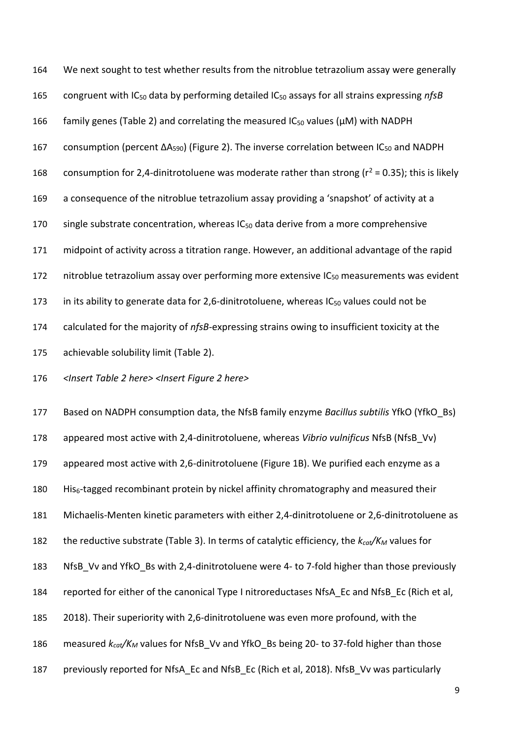We next sought to test whether results from the nitroblue tetrazolium assay were generally congruent with $IC_{50}$ data by performing detailed $IC_{50}$ assays for all strains expressing *nfsB* family genes (Table 2) and correlating the measured $IC_{50}$ values (μM) with NADPH consumption (percent $\Delta A_{590}$) (Figure 2). The inverse correlation between $IC_{50}$ and NADPH consumption for 2,4-dinitrotoluene was moderate rather than strong ($r^2 = 0.35$); this is likely a consequence of the nitroblue tetrazolium assay providing a 'snapshot' of activity at a single substrate concentration, whereas $IC_{50}$ data derive from a more comprehensive midpoint of activity across a titration range. However, an additional advantage of the rapid nitroblue tetrazolium assay over performing more extensive $IC_{50}$ measurements was evident in its ability to generate data for 2,6-dinitrotoluene, whereas $IC_{50}$ values could not be calculated for the majority of *nfsB*-expressing strains owing to insufficient toxicity at the achievable solubility limit (Table 2).

*<Insert Table 2 here> <Insert Figure 2 here>*

Based on NADPH consumption data, the NfsB family enzyme *Bacillus subtilis* YfkO (YfkO_Bs) appeared most active with 2,4-dinitrotoluene, whereas *Vibrio vulnificus* NfsB (NfsB_Vv) appeared most active with 2,6-dinitrotoluene (Figure 1B). We purified each enzyme as a $His_6$-tagged recombinant protein by nickel affinity chromatography and measured their Michaelis-Menten kinetic parameters with either 2,4-dinitrotoluene or 2,6-dinitrotoluene as the reductive substrate (Table 3). In terms of catalytic efficiency, the $k_{cat}/K_M$ values for NfsB_Vv and YfkO_Bs with 2,4-dinitrotoluene were 4- to 7-fold higher than those previously reported for either of the canonical Type I nitroreductases NfsA_Ec and NfsB_Ec (Rich et al, 2018). Their superiority with 2,6-dinitrotoluene was even more profound, with the measured $k_{cat}/K_M$ values for NfsB_Vv and YfkO_Bs being 20- to 37-fold higher than those previously reported for NfsA_Ec and NfsB_Ec (Rich et al, 2018). NfsB_Vv was particularly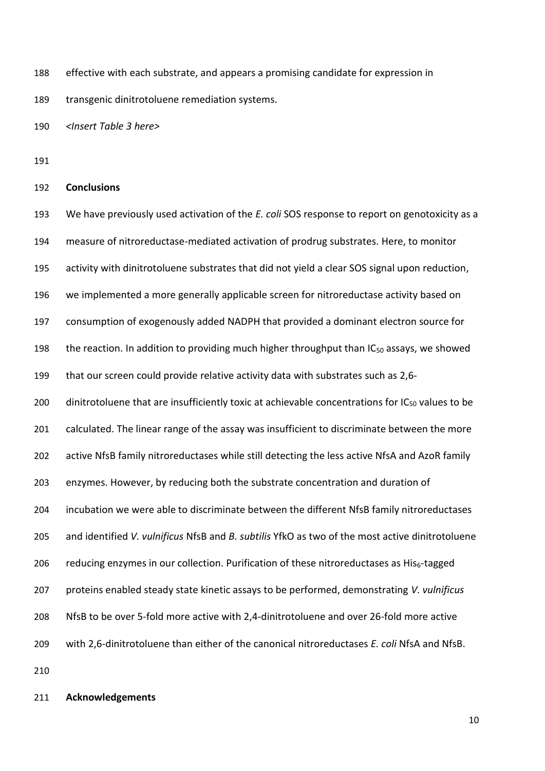effective with each substrate, and appears a promising candidate for expression in transgenic dinitrotoluene remediation systems.

*<Insert Table 3 here>*

## Conclusions

We have previously used activation of the *E. coli* SOS response to report on genotoxicity as a measure of nitroreductase-mediated activation of prodrug substrates. Here, to monitor activity with dinitrotoluene substrates that did not yield a clear SOS signal upon reduction, we implemented a more generally applicable screen for nitroreductase activity based on consumption of exogenously added NADPH that provided a dominant electron source for the reaction. In addition to providing much higher throughput than $IC_{50}$ assays, we showed that our screen could provide relative activity data with substrates such as 2,6-dinitrotoluene that are insufficiently toxic at achievable concentrations for $IC_{50}$ values to be calculated. The linear range of the assay was insufficient to discriminate between the more active NfsB family nitroreductases while still detecting the less active NfsA and AzoR family enzymes. However, by reducing both the substrate concentration and duration of incubation we were able to discriminate between the different NfsB family nitroreductases and identified *V. vulnificus* NfsB and *B. subtilis* YfkO as two of the most active dinitrotoluene reducing enzymes in our collection. Purification of these nitroreductases as $His_6$-tagged proteins enabled steady state kinetic assays to be performed, demonstrating *V. vulnificus* NfsB to be over 5-fold more active with 2,4-dinitrotoluene and over 26-fold more active with 2,6-dinitrotoluene than either of the canonical nitroreductases *E. coli* NfsA and NfsB.

## Acknowledgements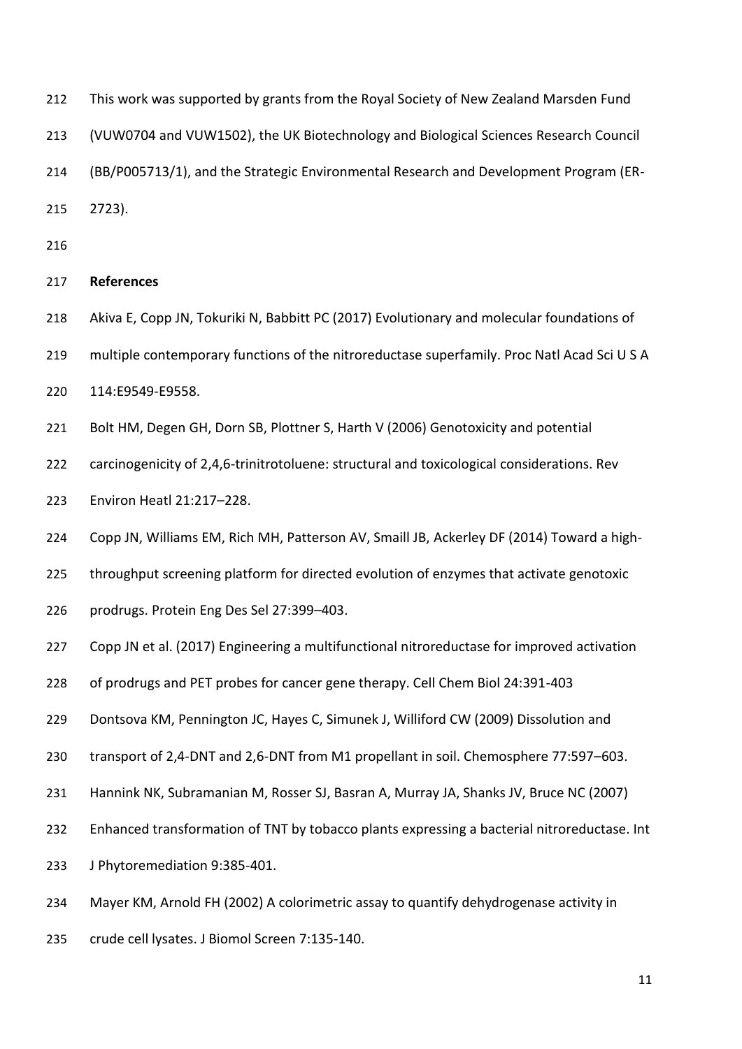This work was supported by grants from the Royal Society of New Zealand Marsden Fund (VUW0704 and VUW1502), the UK Biotechnology and Biological Sciences Research Council (BB/P005713/1), and the Strategic Environmental Research and Development Program (ER-2723).

**References**

Akiva E, Copp JN, Tokuriki N, Babbitt PC (2017) Evolutionary and molecular foundations of multiple contemporary functions of the nitroreductase superfamily. Proc Natl Acad Sci U S A 114:E9549-E9558.

Bolt HM, Degen GH, Dorn SB, Plottner S, Harth V (2006) Genotoxicity and potential carcinogenicity of 2,4,6-trinitrotoluene: structural and toxicological considerations. Rev Environ Heatl 21:217–228.

Copp JN, Williams EM, Rich MH, Patterson AV, Smaill JB, Ackerley DF (2014) Toward a high-throughput screening platform for directed evolution of enzymes that activate genotoxic prodrugs. Protein Eng Des Sel 27:399–403.

Copp JN et al. (2017) Engineering a multifunctional nitroreductase for improved activation of prodrugs and PET probes for cancer gene therapy. Cell Chem Biol 24:391-403

Dontsova KM, Pennington JC, Hayes C, Simunek J, Williford CW (2009) Dissolution and transport of 2,4-DNT and 2,6-DNT from M1 propellant in soil. Chemosphere 77:597–603.

Hannink NK, Subramanian M, Rosser SJ, Basran A, Murray JA, Shanks JV, Bruce NC (2007) Enhanced transformation of TNT by tobacco plants expressing a bacterial nitroreductase. Int J Phytoremediation 9:385-401.

Mayer KM, Arnold FH (2002) A colorimetric assay to quantify dehydrogenase activity in crude cell lysates. J Biomol Screen 7:135-140.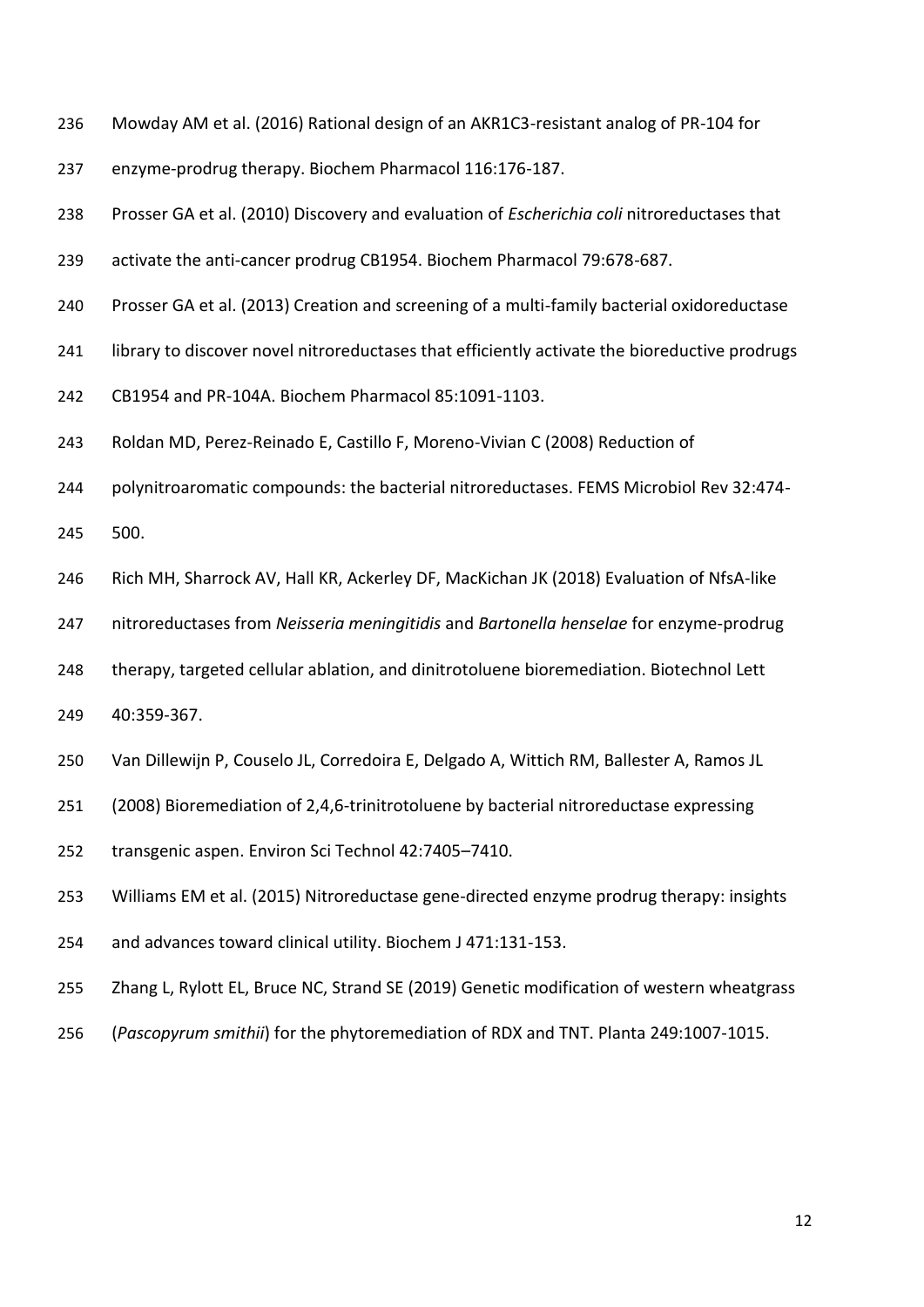Mowday AM et al. (2016) Rational design of an AKR1C3-resistant analog of PR-104 for enzyme-prodrug therapy. Biochem Pharmacol 116:176-187.

Prosser GA et al. (2010) Discovery and evaluation of *Escherichia coli* nitroreductases that activate the anti-cancer prodrug CB1954. Biochem Pharmacol 79:678-687.

Prosser GA et al. (2013) Creation and screening of a multi-family bacterial oxidoreductase library to discover novel nitroreductases that efficiently activate the bioreductive prodrugs CB1954 and PR-104A. Biochem Pharmacol 85:1091-1103.

Roldan MD, Perez-Reinado E, Castillo F, Moreno-Vivian C (2008) Reduction of polynitroaromatic compounds: the bacterial nitroreductases. FEMS Microbiol Rev 32:474-500.

Rich MH, Sharrock AV, Hall KR, Ackerley DF, MacKichan JK (2018) Evaluation of NfsA-like nitroreductases from *Neisseria meningitidis* and *Bartonella henselae* for enzyme-prodrug therapy, targeted cellular ablation, and dinitrotoluene bioremediation. Biotechnol Lett 40:359-367.

Van Dillewijn P, Couselo JL, Corredoira E, Delgado A, Wittich RM, Ballester A, Ramos JL (2008) Bioremediation of 2,4,6-trinitrotoluene by bacterial nitroreductase expressing transgenic aspen. Environ Sci Technol 42:7405–7410.

Williams EM et al. (2015) Nitroreductase gene-directed enzyme prodrug therapy: insights and advances toward clinical utility. Biochem J 471:131-153.

Zhang L, Rylott EL, Bruce NC, Strand SE (2019) Genetic modification of western wheatgrass (*Pascopyrum smithii*) for the phytoremediation of RDX and TNT. Planta 249:1007-1015.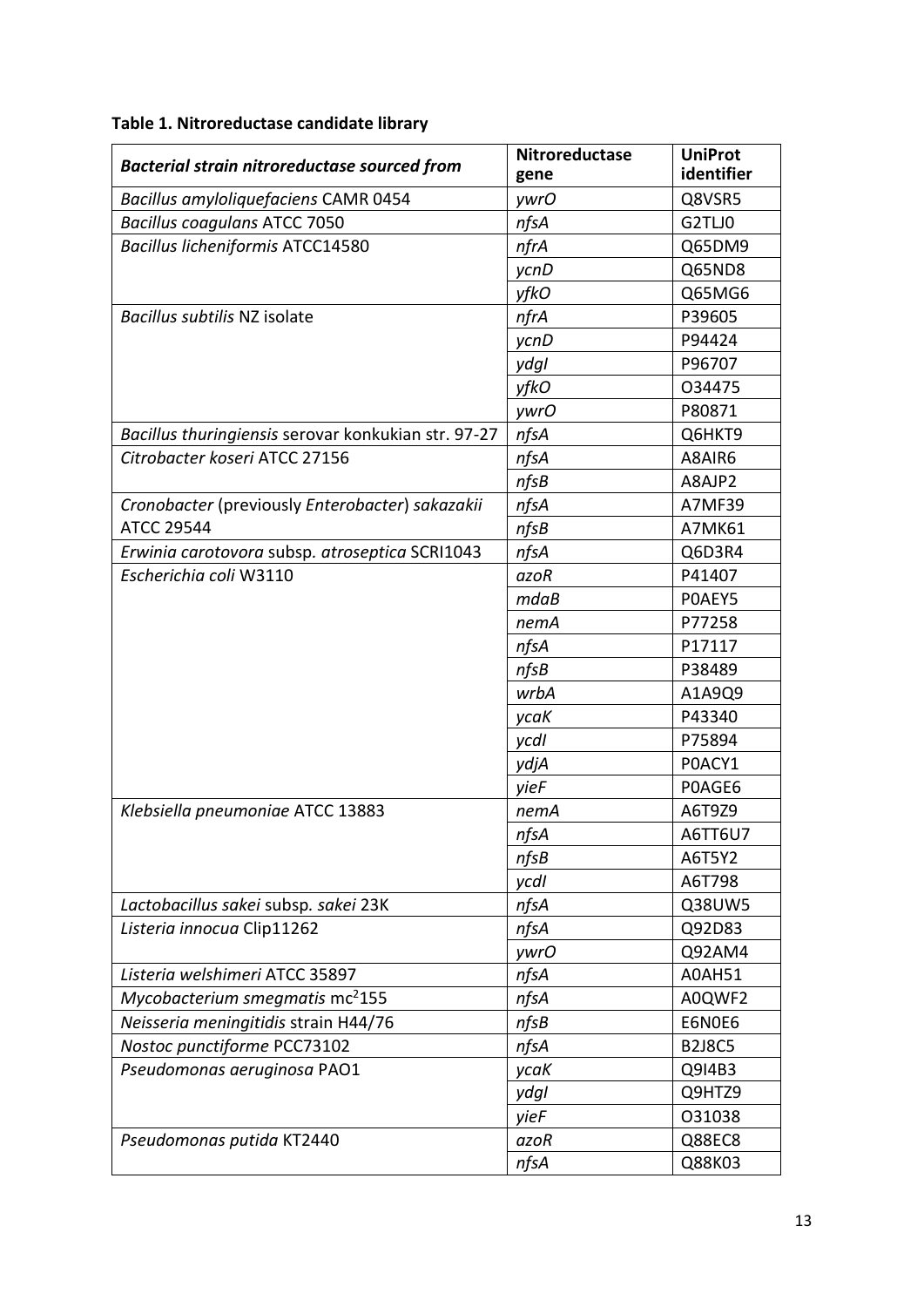**Table 1. Nitroreductase candidate library**

| *Bacterial strain nitroreductase sourced from* | Nitroreductase gene | UniProt identifier |
|---|---|---|
| *Bacillus amyloliquefaciens* CAMR 0454 | *ywrO* | Q8VSR5 |
| *Bacillus coagulans* ATCC 7050 | *nfsA* | G2TLJ0 |
| *Bacillus licheniformis* ATCC14580 | *nfrA* | Q65DM9 |
| | *ycnD* | Q65ND8 |
| | *yfkO* | Q65MG6 |
| *Bacillus subtilis* NZ isolate | *nfrA* | P39605 |
| | *ycnD* | P94424 |
| | *ydgI* | P96707 |
| | *yfkO* | O34475 |
| | *ywrO* | P80871 |
| *Bacillus thuringiensis* serovar konkukian str. 97-27 | *nfsA* | Q6HKT9 |
| *Citrobacter koseri* ATCC 27156 | *nfsA* | A8AIR6 |
| | *nfsB* | A8AJP2 |
| *Cronobacter* (previously *Enterobacter*) *sakazakii* ATCC 29544 | *nfsA* | A7MF39 |
| | *nfsB* | A7MK61 |
| *Erwinia carotovora* subsp. *atroseptica* SCRI1043 | *nfsA* | Q6D3R4 |
| *Escherichia coli* W3110 | *azoR* | P41407 |
| | *mdaB* | P0AEY5 |
| | *nemA* | P77258 |
| | *nfsA* | P17117 |
| | *nfsB* | P38489 |
| | *wrbA* | A1A9Q9 |
| | *ycaK* | P43340 |
| | *ycdI* | P75894 |
| | *ydjA* | P0ACY1 |
| | *yieF* | P0AGE6 |
| *Klebsiella pneumoniae* ATCC 13883 | *nemA* | A6T9Z9 |
| | *nfsA* | A6TT6U7 |
| | *nfsB* | A6T5Y2 |
| | *ycdI* | A6T798 |
| *Lactobacillus sakei* subsp. *sakei* 23K | *nfsA* | Q38UW5 |
| *Listeria innocua* Clip11262 | *nfsA* | Q92D83 |
| | *ywrO* | Q92AM4 |
| *Listeria welshimeri* ATCC 35897 | *nfsA* | A0AH51 |
| *Mycobacterium smegmatis* mc$^2$155 | *nfsA* | A0QWF2 |
| *Neisseria meningitidis* strain H44/76 | *nfsB* | E6N0E6 |
| *Nostoc punctiforme* PCC73102 | *nfsA* | B2J8C5 |
| *Pseudomonas aeruginosa* PAO1 | *ycaK* | Q9I4B3 |
| | *ydgI* | Q9HTZ9 |
| | *yieF* | O31038 |
| *Pseudomonas putida* KT2440 | *azoR* | Q88EC8 |
| | *nfsA* | Q88K03 |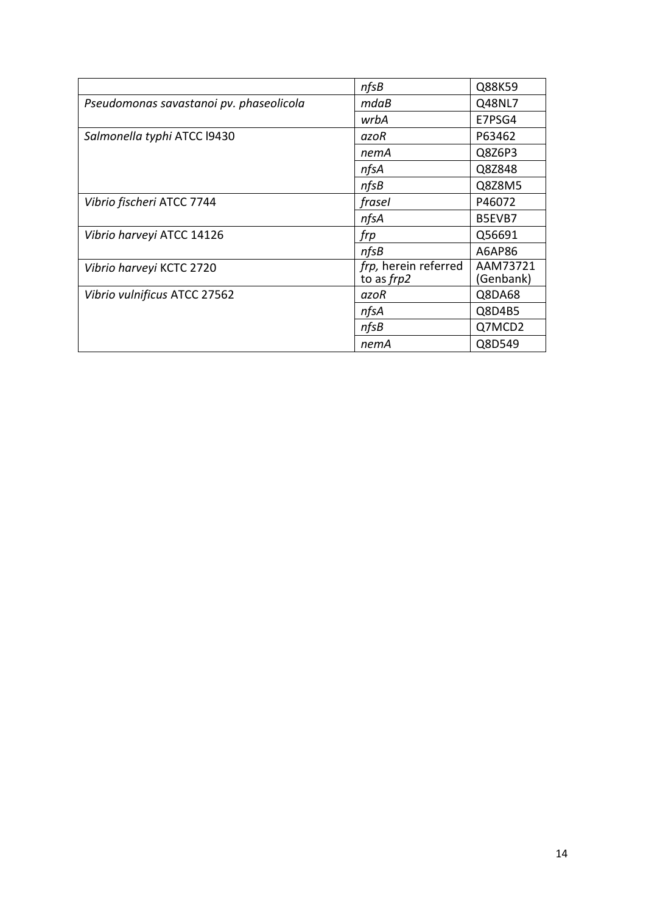| | | |
|---|---|---|
| | *nfsB* | Q88K59 |
| *Pseudomonas savastanoi pv. phaseolicola* | *mdaB* | Q48NL7 |
| | *wrbA* | E7PSG4 |
| *Salmonella typhi* ATCC l9430 | *azoR* | P63462 |
| | *nemA* | Q8Z6P3 |
| | *nfsA* | Q8Z848 |
| | *nfsB* | Q8Z8M5 |
| *Vibrio fischeri* ATCC 7744 | *fraseI* | P46072 |
| | *nfsA* | B5EVB7 |
| *Vibrio harveyi* ATCC 14126 | *frp* | Q56691 |
| | *nfsB* | A6AP86 |
| *Vibrio harveyi* KCTC 2720 | *frp,* herein referred to as *frp2* | AAM73721 (Genbank) |
| *Vibrio vulnificus* ATCC 27562 | *azoR* | Q8DA68 |
| | *nfsA* | Q8D4B5 |
| | *nfsB* | Q7MCD2 |
| | *nemA* | Q8D549 |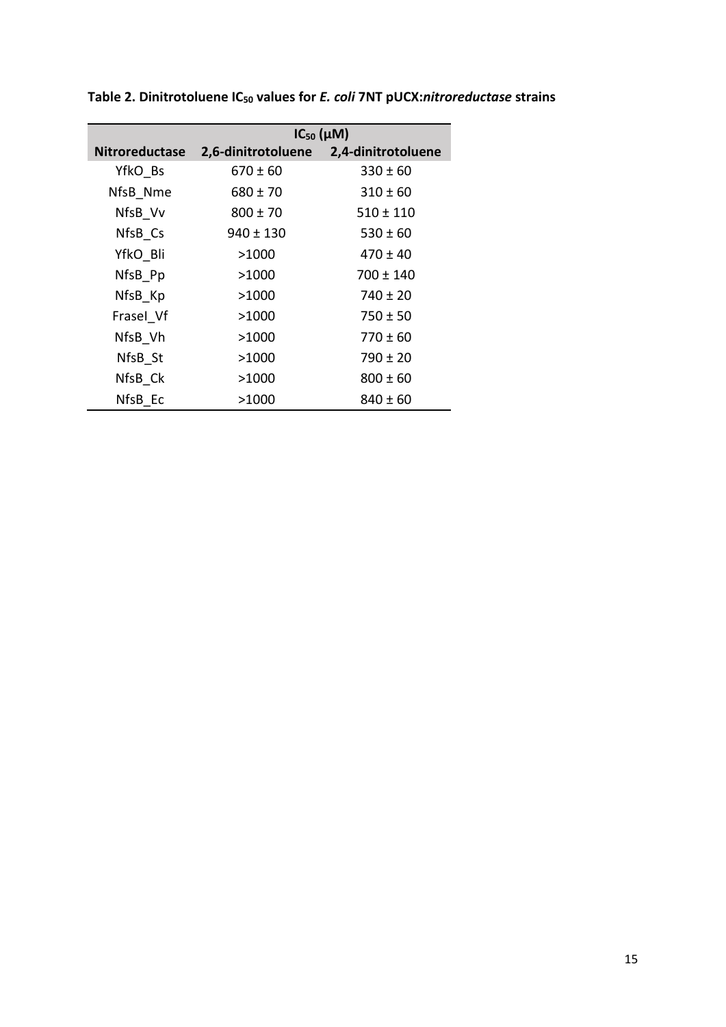**Table 2. Dinitrotoluene $IC_{50}$ values for *E. coli* 7NT pUCX:*nitroreductase* strains**

| | $IC_{50}$ (µM) | |
|---|---|---|
| **Nitroreductase** | **2,6-dinitrotoluene** | **2,4-dinitrotoluene** |
| YfkO_Bs | 670 ± 60 | 330 ± 60 |
| NfsB_Nme | 680 ± 70 | 310 ± 60 |
| NfsB_Vv | 800 ± 70 | 510 ± 110 |
| NfsB_Cs | 940 ± 130 | 530 ± 60 |
| YfkO_Bli | >1000 | 470 ± 40 |
| NfsB_Pp | >1000 | 700 ± 140 |
| NfsB_Kp | >1000 | 740 ± 20 |
| FraseI_Vf | >1000 | 750 ± 50 |
| NfsB_Vh | >1000 | 770 ± 60 |
| NfsB_St | >1000 | 790 ± 20 |
| NfsB_Ck | >1000 | 800 ± 60 |
| NfsB_Ec | >1000 | 840 ± 60 |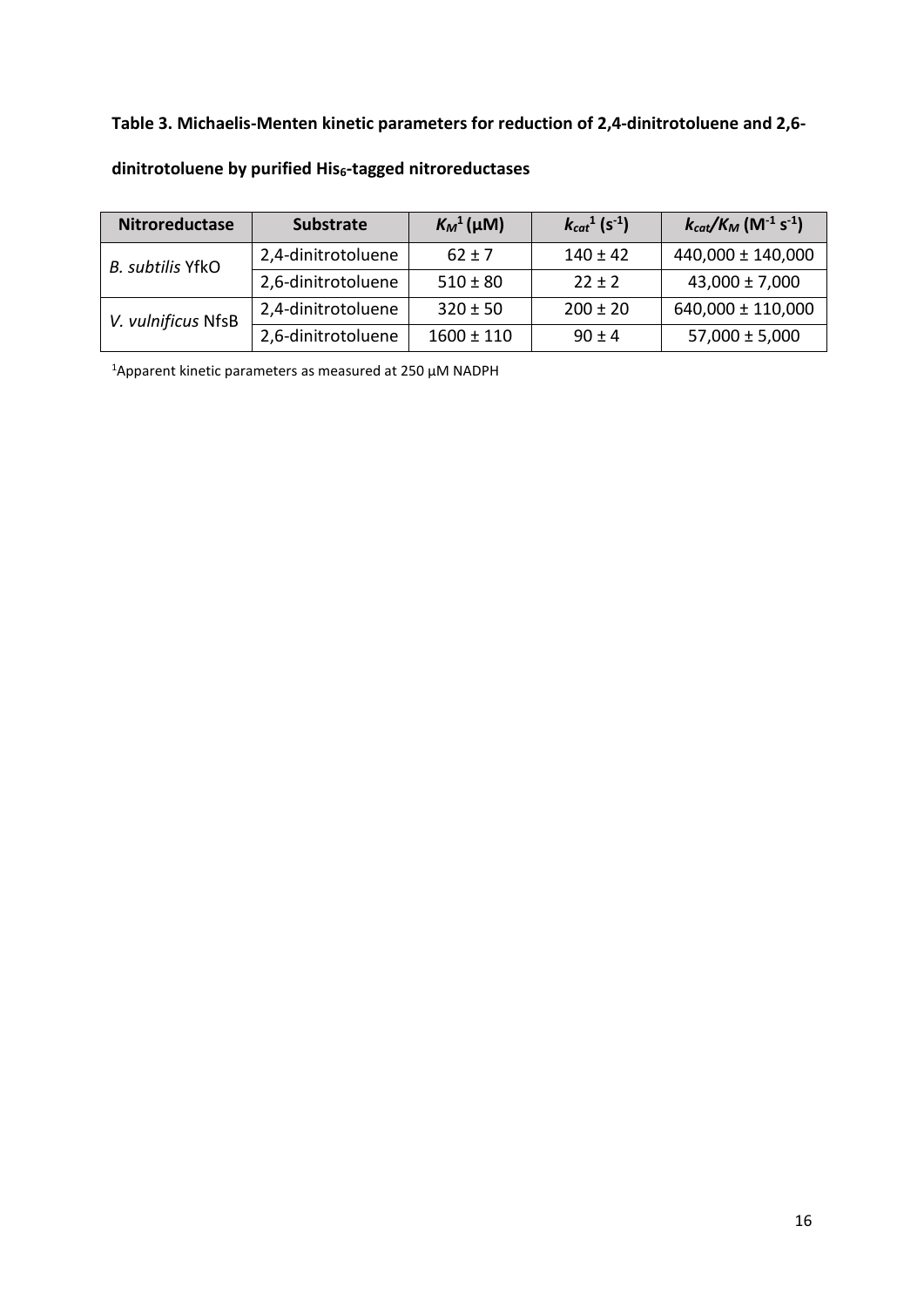**Table 3. Michaelis-Menten kinetic parameters for reduction of 2,4-dinitrotoluene and 2,6-dinitrotoluene by purified $His_6$-tagged nitroreductases**

| Nitroreductase | Substrate | $K_M$[1] (μM) | $k_{cat}$[1] ($s^{-1}$) | $k_{cat}/K_M$ ($M^{-1}$ $s^{-1}$) |
|---|---|---|---|---|
| *B. subtilis* YfkO | 2,4-dinitrotoluene | 62 ± 7 | 140 ± 42 | 440,000 ± 140,000 |
| | 2,6-dinitrotoluene | 510 ± 80 | 22 ± 2 | 43,000 ± 7,000 |
| *V. vulnificus* NfsB | 2,4-dinitrotoluene | 320 ± 50 | 200 ± 20 | 640,000 ± 110,000 |
| | 2,6-dinitrotoluene | 1600 ± 110 | 90 ± 4 | 57,000 ± 5,000 |

[1]Apparent kinetic parameters as measured at 250 μM NADPH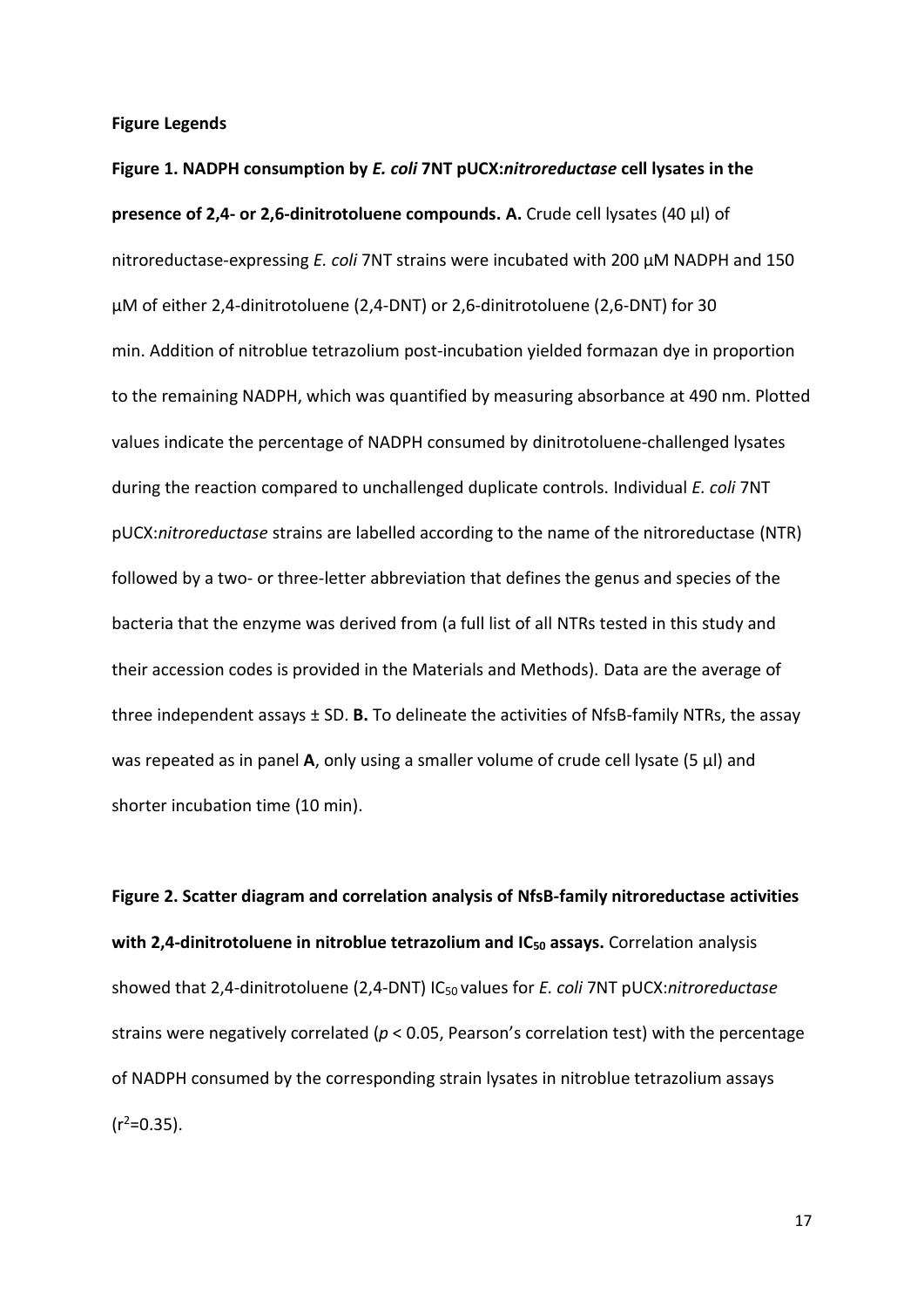**Figure Legends**

**Figure 1. NADPH consumption by *E. coli* 7NT pUCX:*nitroreductase* cell lysates in the presence of 2,4- or 2,6-dinitrotoluene compounds. A.** Crude cell lysates (40 µl) of nitroreductase-expressing *E. coli* 7NT strains were incubated with 200 µM NADPH and 150 µM of either 2,4-dinitrotoluene (2,4-DNT) or 2,6-dinitrotoluene (2,6-DNT) for 30 min. Addition of nitroblue tetrazolium post-incubation yielded formazan dye in proportion to the remaining NADPH, which was quantified by measuring absorbance at 490 nm. Plotted values indicate the percentage of NADPH consumed by dinitrotoluene-challenged lysates during the reaction compared to unchallenged duplicate controls. Individual *E. coli* 7NT pUCX:*nitroreductase* strains are labelled according to the name of the nitroreductase (NTR) followed by a two- or three-letter abbreviation that defines the genus and species of the bacteria that the enzyme was derived from (a full list of all NTRs tested in this study and their accession codes is provided in the Materials and Methods). Data are the average of three independent assays ± SD. **B.** To delineate the activities of NfsB-family NTRs, the assay was repeated as in panel **A**, only using a smaller volume of crude cell lysate (5 µl) and shorter incubation time (10 min).

**Figure 2. Scatter diagram and correlation analysis of NfsB-family nitroreductase activities with 2,4-dinitrotoluene in nitroblue tetrazolium and $IC_{50}$ assays.** Correlation analysis showed that 2,4-dinitrotoluene (2,4-DNT) $IC_{50}$ values for *E. coli* 7NT pUCX:*nitroreductase* strains were negatively correlated ($p < 0.05$, Pearson's correlation test) with the percentage of NADPH consumed by the corresponding strain lysates in nitroblue tetrazolium assays ($r^2$=0.35).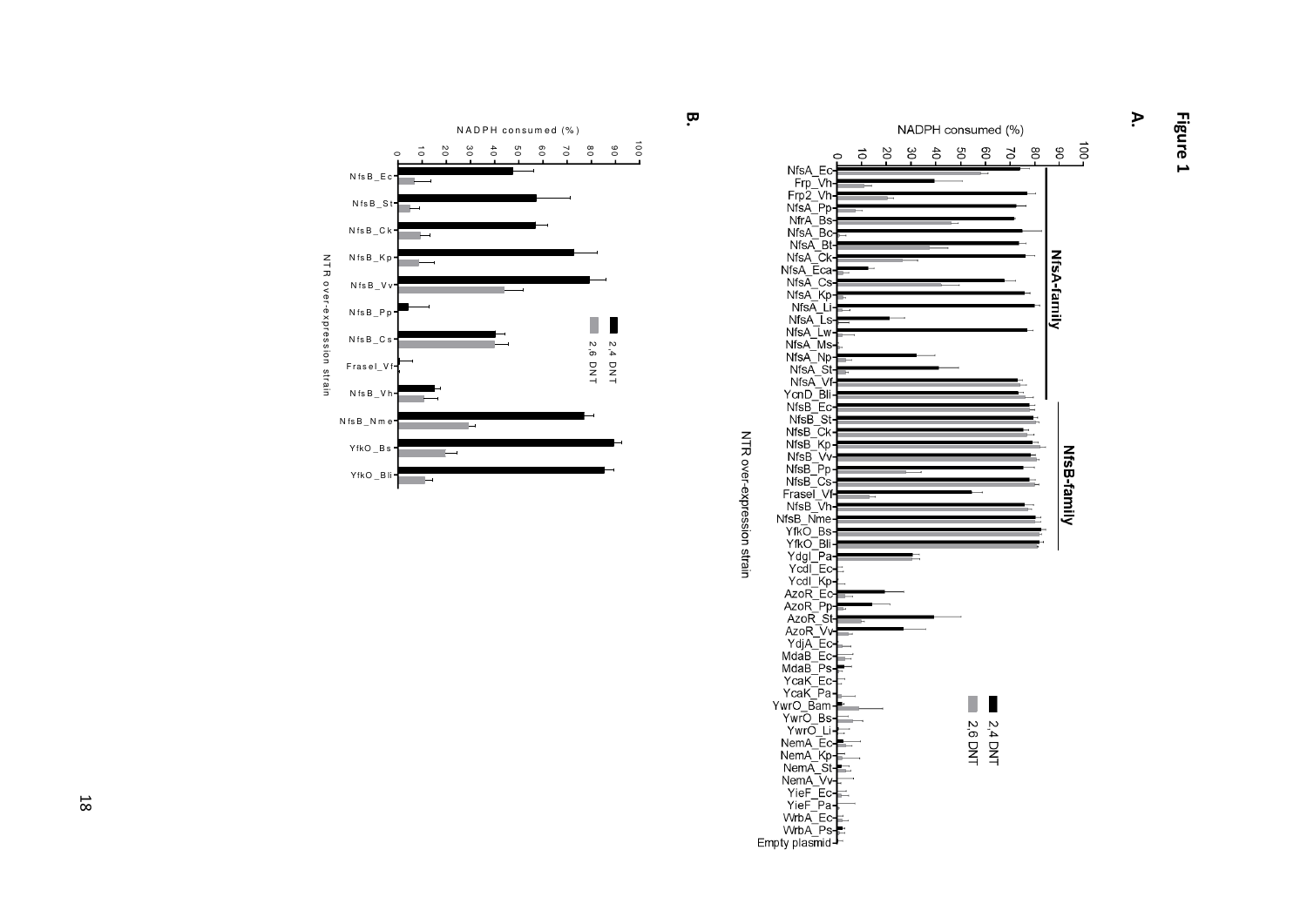# Figure 1

A.

NfsA-family

NfsB-family

NADPH consumed (%)

0
10
20
30
40
50
60
70
80
90
100

NTR over-expression strain

NfsA_Ec
Frp_Vh
Frp2_Vh
NfsA_Pp
NfrA_Bs
NfsA_Bc
NfsA_Bt
NfsA_Ck
NfsA_Eca
NfsA_Cs
NfsA_Kp
NfsA_Li
NfsA_Ls
NfsA_Lw
NfsA_Ms
NfsA_Np
NfsA_St
NfsA_Vf
YcnD_Bli
NfsB_Ec
NfsB_St
NfsB_Ck
NfsB_Kp
NfsB_Vv
NfsB_Pp
NfsB_Cs
FraseI_Vf
NfsB_Vh
NfsB_Nme
YfkO_Bs
YfkO_Bli
YdgI_Pa
YcdI_Ec
YcdI_Kp
AzoR_Ec
AzoR_Pp
AzoR_St
AzoR_Vv
YdjA_Ec
MdaB_Ec
MdaB_Ps
YcaK_Ec
YcaK_Pa
YwrO_Bam
YwrO_Bs
YwrO_Li
NemA_Ec
NemA_Kp
NemA_St
NemA_Vv
YieF_Ec
YieF_Pa
WrbA_Ec
WrbA_Ps
Empty plasmid

2,4 DNT
2,6 DNT

B.

NADPH consumed (%)

0
10
20
30
40
50
60
70
80
90
100

NTR over-expression strain

NfsB_Ec
NfsB_St
NfsB_Ck
NfsB_Kp
NfsB_Vv
NfsB_Pp
NfsB_Cs
FraseI_Vf
NfsB_Vh
NfsB_Nme
YfkO_Bs
YfkO_Bli

2,4 DNT
2,6 DNT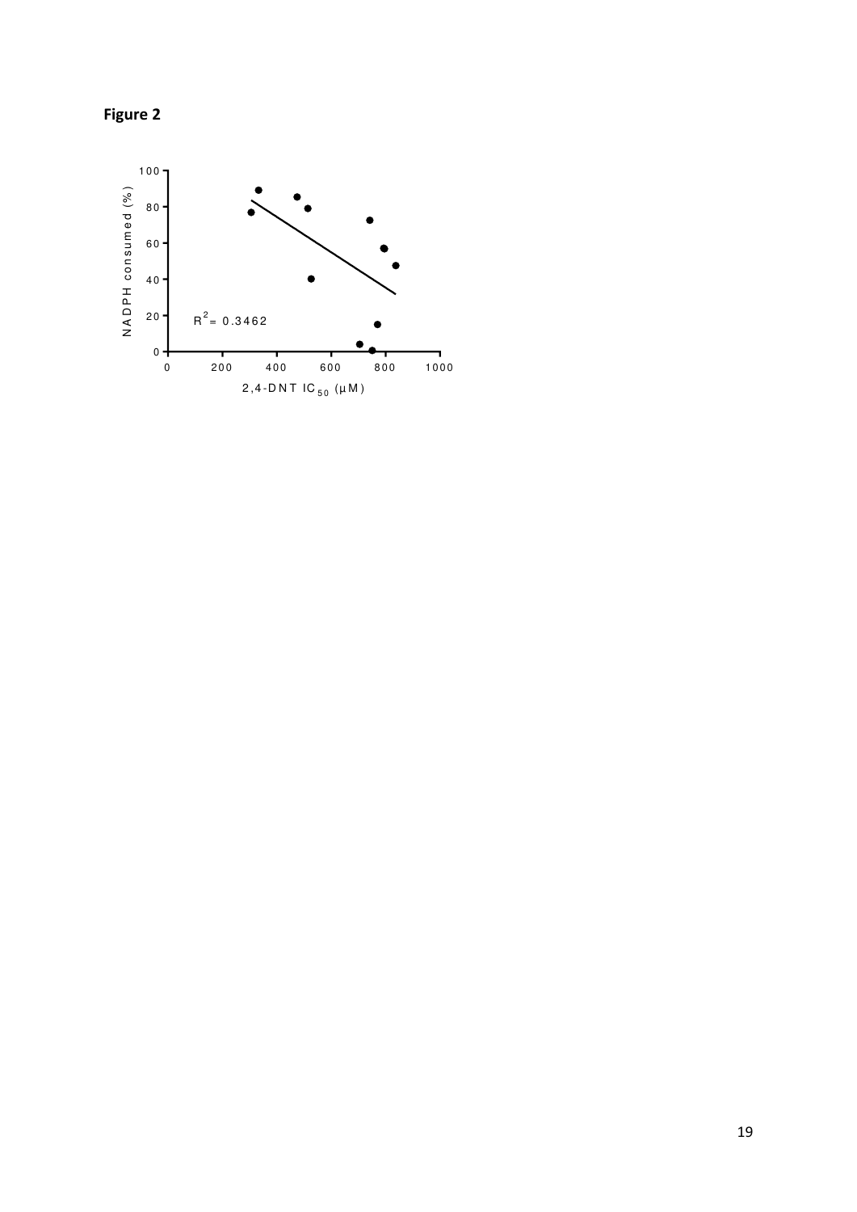**Figure 2**

100

80

60

40

20

0

NADPH consumed (%)

$R^2 = 0.3462$

0 200 400 600 800 1000

2,4-DNT $IC_{50}$ (µM)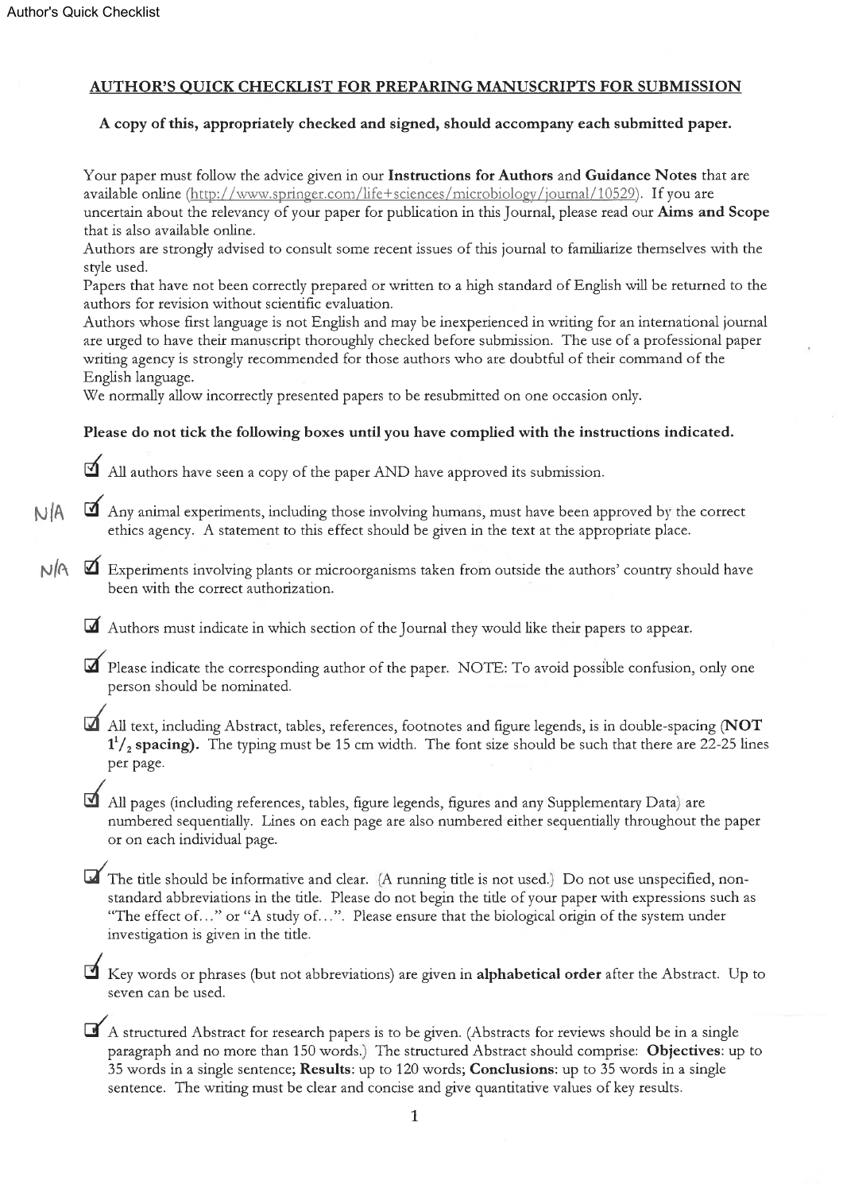## AUTHOR'S QUICK CHECKLIST FOR PREPARING MANUSCRIPTS FOR SUBMISSION

**A copy of this, appropriately checked and signed, should accompany each submitted paper.**

Your paper must follow the advice given in our **Instructions for Authors** and **Guidance Notes** that are available online (http://www.springer.com/life+sciences/microbiology/journal/10529). If you are uncertain about the relevancy of your paper for publication in this Journal, please read our **Aims and Scope** that is also available online.

Authors are strongly advised to consult some recent issues of this journal to familiarize themselves with the style used.

Papers that have not been correctly prepared or written to a high standard of English will be returned to the authors for revision without scientific evaluation.

Authors whose first language is not English and may be inexperienced in writing for an international journal are urged to have their manuscript thoroughly checked before submission. The use of a professional paper writing agency is strongly recommended for those authors who are doubtful of their command of the English language.

We normally allow incorrectly presented papers to be resubmitted on one occasion only.

**Please do not tick the following boxes until you have complied with the instructions indicated.**

- [x] All authors have seen a copy of the paper AND have approved its submission.
- [x] N/A Any animal experiments, including those involving humans, must have been approved by the correct ethics agency. A statement to this effect should be given in the text at the appropriate place.
- [x] N/A Experiments involving plants or microorganisms taken from outside the authors' country should have been with the correct authorization.
- [x] Authors must indicate in which section of the Journal they would like their papers to appear.
- [x] Please indicate the corresponding author of the paper. NOTE: To avoid possible confusion, only one person should be nominated.
- [x] All text, including Abstract, tables, references, footnotes and figure legends, is in double-spacing (**NOT $1^1/_2$ spacing).** The typing must be 15 cm width. The font size should be such that there are 22-25 lines per page.
- [x] All pages (including references, tables, figure legends, figures and any Supplementary Data) are numbered sequentially. Lines on each page are also numbered either sequentially throughout the paper or on each individual page.
- [x] The title should be informative and clear. (A running title is not used.) Do not use unspecified, non-standard abbreviations in the title. Please do not begin the title of your paper with expressions such as "The effect of..." or "A study of...". Please ensure that the biological origin of the system under investigation is given in the title.
- [x] Key words or phrases (but not abbreviations) are given in **alphabetical order** after the Abstract. Up to seven can be used.
- [x] A structured Abstract for research papers is to be given. (Abstracts for reviews should be in a single paragraph and no more than 150 words.) The structured Abstract should comprise: **Objectives**: up to 35 words in a single sentence; **Results**: up to 120 words; **Conclusions**: up to 35 words in a single sentence. The writing must be clear and concise and give quantitative values of key results.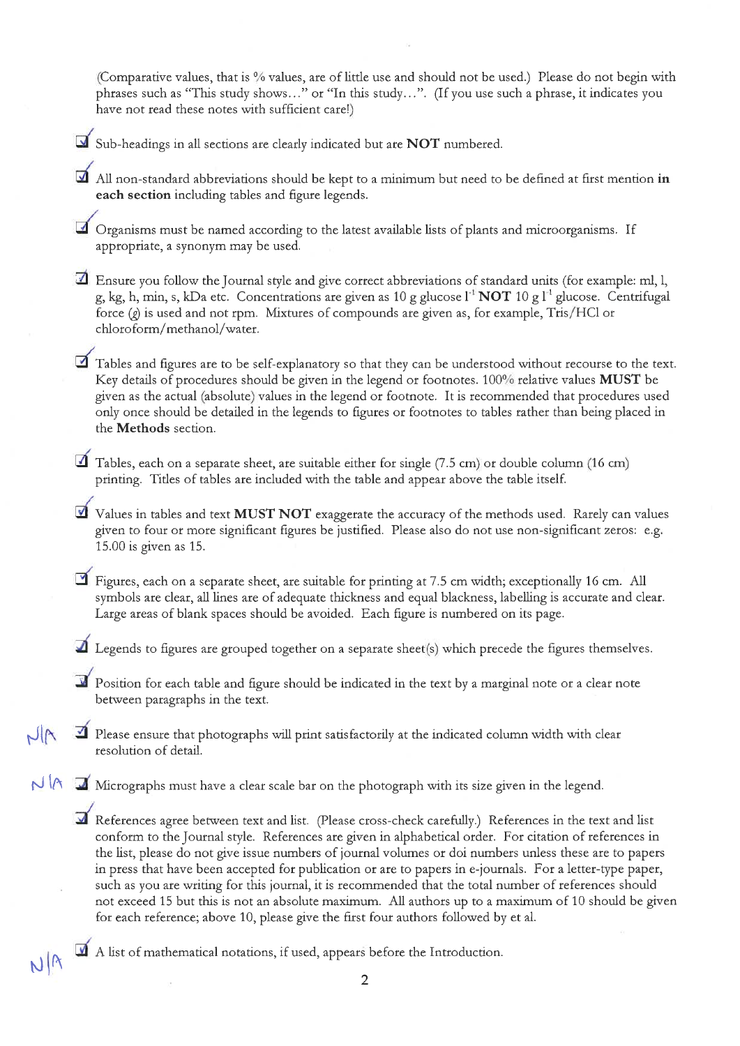(Comparative values, that is % values, are of little use and should not be used.) Please do not begin with phrases such as "This study shows…" or "In this study…". (If you use such a phrase, it indicates you have not read these notes with sufficient care!)

- ☑ Sub-headings in all sections are clearly indicated but are **NOT** numbered.

- ☑ All non-standard abbreviations should be kept to a minimum but need to be defined at first mention **in each section** including tables and figure legends.

- ☑ Organisms must be named according to the latest available lists of plants and microorganisms. If appropriate, a synonym may be used.

- ☑ Ensure you follow the Journal style and give correct abbreviations of standard units (for example: ml, l, g, kg, h, min, s, kDa etc. Concentrations are given as 10 g glucose $l^{-1}$ **NOT** 10 g $l^{-1}$ glucose. Centrifugal force (*g*) is used and not rpm. Mixtures of compounds are given as, for example, Tris/HCl or chloroform/methanol/water.

- ☑ Tables and figures are to be self-explanatory so that they can be understood without recourse to the text. Key details of procedures should be given in the legend or footnotes. 100% relative values **MUST** be given as the actual (absolute) values in the legend or footnote. It is recommended that procedures used only once should be detailed in the legends to figures or footnotes to tables rather than being placed in the **Methods** section.

- ☑ Tables, each on a separate sheet, are suitable either for single (7.5 cm) or double column (16 cm) printing. Titles of tables are included with the table and appear above the table itself.

- ☑ Values in tables and text **MUST NOT** exaggerate the accuracy of the methods used. Rarely can values given to four or more significant figures be justified. Please also do not use non-significant zeros: e.g. 15.00 is given as 15.

- ☑ Figures, each on a separate sheet, are suitable for printing at 7.5 cm width; exceptionally 16 cm. All symbols are clear, all lines are of adequate thickness and equal blackness, labelling is accurate and clear. Large areas of blank spaces should be avoided. Each figure is numbered on its page.

- ☑ Legends to figures are grouped together on a separate sheet(s) which precede the figures themselves.

- ☑ Position for each table and figure should be indicated in the text by a marginal note or a clear note between paragraphs in the text.

- N/A ☑ Please ensure that photographs will print satisfactorily at the indicated column width with clear resolution of detail.

- N/A ☑ Micrographs must have a clear scale bar on the photograph with its size given in the legend.

- ☑ References agree between text and list. (Please cross-check carefully.) References in the text and list conform to the Journal style. References are given in alphabetical order. For citation of references in the list, please do not give issue numbers of journal volumes or doi numbers unless these are to papers in press that have been accepted for publication or are to papers in e-journals. For a letter-type paper, such as you are writing for this journal, it is recommended that the total number of references should not exceed 15 but this is not an absolute maximum. All authors up to a maximum of 10 should be given for each reference; above 10, please give the first four authors followed by et al.

- N/A ☑ A list of mathematical notations, if used, appears before the Introduction.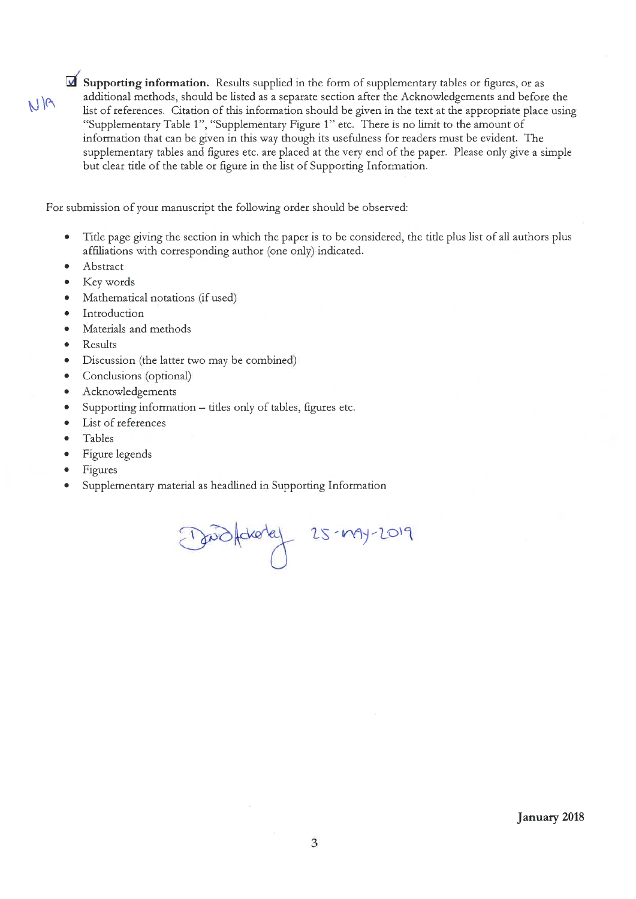N/A

☑ **Supporting information.** Results supplied in the form of supplementary tables or figures, or as additional methods, should be listed as a separate section after the Acknowledgements and before the list of references. Citation of this information should be given in the text at the appropriate place using "Supplementary Table 1", "Supplementary Figure 1" etc. There is no limit to the amount of information that can be given in this way though its usefulness for readers must be evident. The supplementary tables and figures etc. are placed at the very end of the paper. Please only give a simple but clear title of the table or figure in the list of Supporting Information.

For submission of your manuscript the following order should be observed:

- Title page giving the section in which the paper is to be considered, the title plus list of all authors plus affiliations with corresponding author (one only) indicated.
- Abstract
- Key words
- Mathematical notations (if used)
- Introduction
- Materials and methods
- Results
- Discussion (the latter two may be combined)
- Conclusions (optional)
- Acknowledgements
- Supporting information – titles only of tables, figures etc.
- List of references
- Tables
- Figure legends
- Figures
- Supplementary material as headlined in Supporting Information

David Ackerley 25-May-2019

January 2018